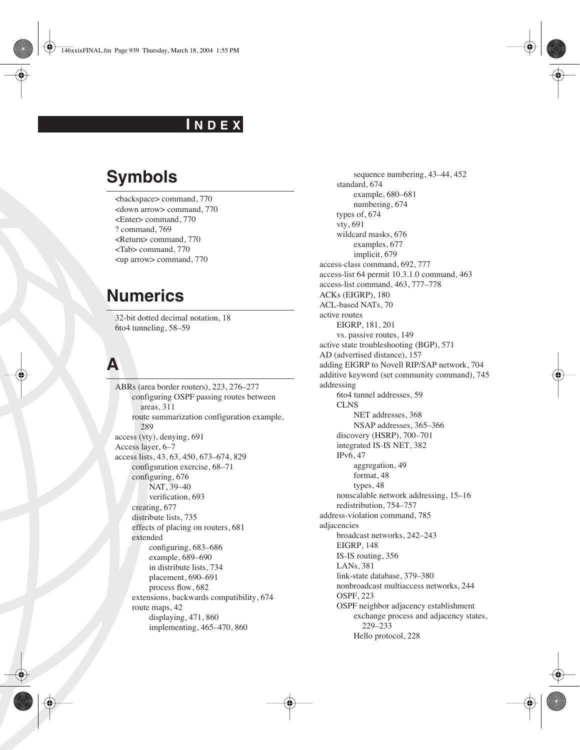# INDEX

## Symbols

<backspace> command, 770
<down arrow> command, 770
<Enter> command, 770
? command, 769
<Return> command, 770
<Tab> command, 770
<up arrow> command, 770

## Numerics

32-bit dotted decimal notation, 18
6to4 tunneling, 58–59

## A

ABRs (area border routers), 223, 276–277
- configuring OSPF passing routes between areas, 311
- route summarization configuration example, 289

access (vty), denying, 691
Access layer, 6–7
access lists, 43, 63, 450, 673–674, 829
- configuration exercise, 68–71
- configuring, 676
  - NAT, 39–40
  - verification, 693
- creating, 677
- distribute lists, 735
- effects of placing on routers, 681
- extended
  - configuring, 683–686
  - example, 689–690
  - in distribute lists, 734
  - placement, 690–691
  - process flow, 682
- extensions, backwards compatibility, 674
- route maps, 42
  - displaying, 471, 860
  - implementing, 465–470, 860
  - sequence numbering, 43–44, 452
- standard, 674
  - example, 680–681
  - numbering, 674
- types of, 674
- vty, 691
- wildcard masks, 676
  - examples, 677
  - implicit, 679

access-class command, 692, 777
access-list 64 permit 10.3.1.0 command, 463
access-list command, 463, 777–778
ACKs (EIGRP), 180
ACL-based NATs, 70
active routes
- EIGRP, 181, 201
- vs. passive routes, 149

active state troubleshooting (BGP), 571
AD (advertised distance), 157
adding EIGRP to Novell RIP/SAP network, 704
additive keyword (set community command), 745
addressing
- 6to4 tunnel addresses, 59
- CLNS
  - NET addresses, 368
  - NSAP addresses, 365–366
- discovery (HSRP), 700–701
- integrated IS-IS NET, 382
- IPv6, 47
  - aggregation, 49
  - format, 48
  - types, 48
- nonscalable network addressing, 15–16
- redistribution, 754–757

address-violation command, 785
adjacencies
- broadcast networks, 242–243
- EIGRP, 148
- IS-IS routing, 356
- LANs, 381
- link-state database, 379–380
- nonbroadcast multiaccess networks, 244
- OSPF, 223
- OSPF neighbor adjacency establishment
  - exchange process and adjacency states, 229–233
  - Hello protocol, 228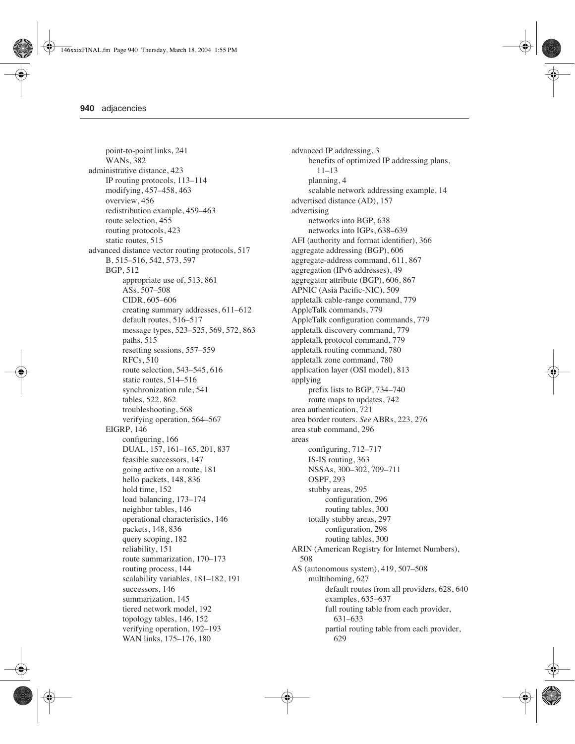point-to-point links, 241
WANs, 382

administrative distance, 423
- IP routing protocols, 113–114
- modifying, 457–458, 463
- overview, 456
- redistribution example, 459–463
- route selection, 455
- routing protocols, 423
- static routes, 515

advanced distance vector routing protocols, 517
- B, 515–516, 542, 573, 597
- BGP, 512
  - appropriate use of, 513, 861
  - ASs, 507–508
  - CIDR, 605–606
  - creating summary addresses, 611–612
  - default routes, 516–517
  - message types, 523–525, 569, 572, 863
  - paths, 515
  - resetting sessions, 557–559
  - RFCs, 510
  - route selection, 543–545, 616
  - static routes, 514–516
  - synchronization rule, 541
  - tables, 522, 862
  - troubleshooting, 568
  - verifying operation, 564–567
- EIGRP, 146
  - configuring, 166
  - DUAL, 157, 161–165, 201, 837
  - feasible successors, 147
  - going active on a route, 181
  - hello packets, 148, 836
  - hold time, 152
  - load balancing, 173–174
  - neighbor tables, 146
  - operational characteristics, 146
  - packets, 148, 836
  - query scoping, 182
  - reliability, 151
  - route summarization, 170–173
  - routing process, 144
  - scalability variables, 181–182, 191
  - successors, 146
  - summarization, 145
  - tiered network model, 192
  - topology tables, 146, 152
  - verifying operation, 192–193
  - WAN links, 175–176, 180

advanced IP addressing, 3
- benefits of optimized IP addressing plans, 11–13
- planning, 4
- scalable network addressing example, 14

advertised distance (AD), 157

advertising
- networks into BGP, 638
- networks into IGPs, 638–639

AFI (authority and format identifier), 366

aggregate addressing (BGP), 606

aggregate-address command, 611, 867

aggregation (IPv6 addresses), 49

aggregator attribute (BGP), 606, 867

APNIC (Asia Pacific-NIC), 509

appletalk cable-range command, 779

AppleTalk commands, 779

AppleTalk configuration commands, 779

appletalk discovery command, 779

appletalk protocol command, 779

appletalk routing command, 780

appletalk zone command, 780

application layer (OSI model), 813

applying
- prefix lists to BGP, 734–740
- route maps to updates, 742

area authentication, 721

area border routers. *See* ABRs, 223, 276

area stub command, 296

areas
- configuring, 712–717
- IS-IS routing, 363
- NSSAs, 300–302, 709–711
- OSPF, 293
- stubby areas, 295
  - configuration, 296
  - routing tables, 300
- totally stubby areas, 297
  - configuration, 298
  - routing tables, 300

ARIN (American Registry for Internet Numbers), 508

AS (autonomous system), 419, 507–508
- multihoming, 627
  - default routes from all providers, 628, 640
  - examples, 635–637
  - full routing table from each provider, 631–633
  - partial routing table from each provider, 629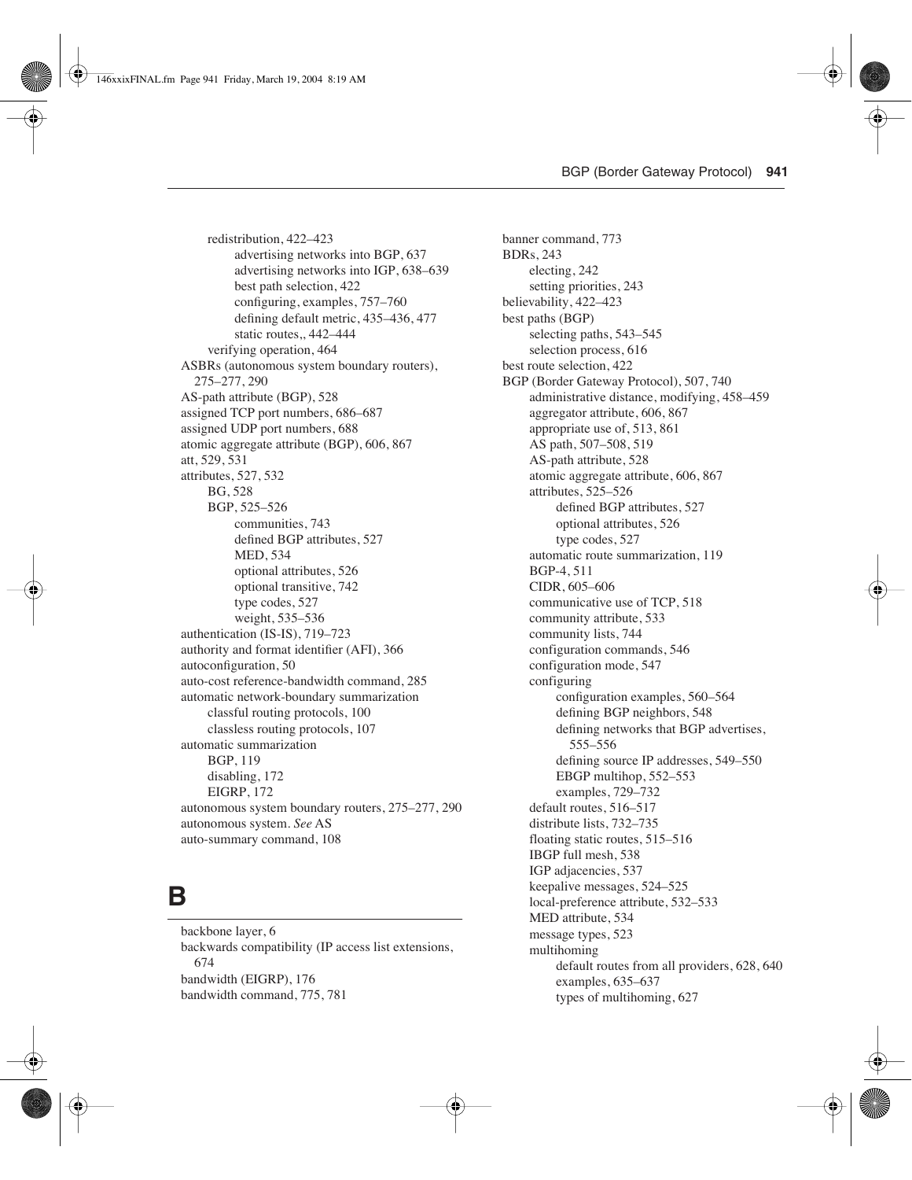redistribution, 422–423
- advertising networks into BGP, 637
- advertising networks into IGP, 638–639
- best path selection, 422
- configuring, examples, 757–760
- defining default metric, 435–436, 477
- static routes,, 442–444

verifying operation, 464

ASBRs (autonomous system boundary routers), 275–277, 290
AS-path attribute (BGP), 528
assigned TCP port numbers, 686–687
assigned UDP port numbers, 688
atomic aggregate attribute (BGP), 606, 867
att, 529, 531
attributes, 527, 532
- BG, 528
- BGP, 525–526
  - communities, 743
  - defined BGP attributes, 527
  - MED, 534
  - optional attributes, 526
  - optional transitive, 742
  - type codes, 527
  - weight, 535–536

authentication (IS-IS), 719–723
authority and format identifier (AFI), 366
autoconfiguration, 50
auto-cost reference-bandwidth command, 285
automatic network-boundary summarization
- classful routing protocols, 100
- classless routing protocols, 107

automatic summarization
- BGP, 119
- disabling, 172
- EIGRP, 172

autonomous system boundary routers, 275–277, 290
autonomous system. *See* AS
auto-summary command, 108

# B

backbone layer, 6
backwards compatibility (IP access list extensions, 674
bandwidth (EIGRP), 176
bandwidth command, 775, 781
banner command, 773
BDRs, 243
- electing, 242
- setting priorities, 243

believability, 422–423
best paths (BGP)
- selecting paths, 543–545
- selection process, 616

best route selection, 422
BGP (Border Gateway Protocol), 507, 740
- administrative distance, modifying, 458–459
- aggregator attribute, 606, 867
- appropriate use of, 513, 861
- AS path, 507–508, 519
- AS-path attribute, 528
- atomic aggregate attribute, 606, 867
- attributes, 525–526
  - defined BGP attributes, 527
  - optional attributes, 526
  - type codes, 527
- automatic route summarization, 119
- BGP-4, 511
- CIDR, 605–606
- communicative use of TCP, 518
- community attribute, 533
- community lists, 744
- configuration commands, 546
- configuration mode, 547
- configuring
  - configuration examples, 560–564
  - defining BGP neighbors, 548
  - defining networks that BGP advertises, 555–556
  - defining source IP addresses, 549–550
  - EBGP multihop, 552–553
  - examples, 729–732
- default routes, 516–517
- distribute lists, 732–735
- floating static routes, 515–516
- IBGP full mesh, 538
- IGP adjacencies, 537
- keepalive messages, 524–525
- local-preference attribute, 532–533
- MED attribute, 534
- message types, 523
- multihoming
  - default routes from all providers, 628, 640
  - examples, 635–637
  - types of multihoming, 627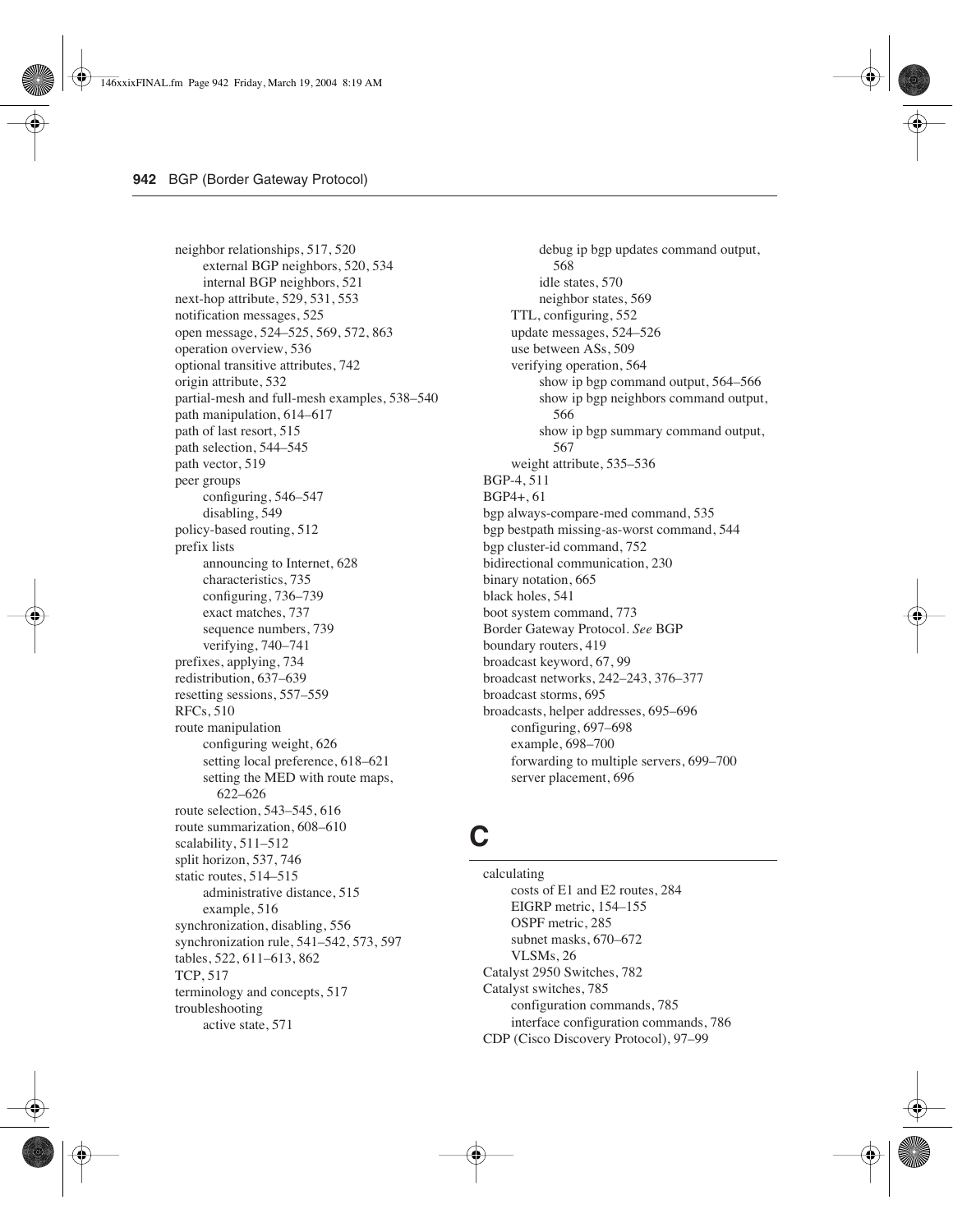neighbor relationships, 517, 520
    external BGP neighbors, 520, 534
    internal BGP neighbors, 521
next-hop attribute, 529, 531, 553
notification messages, 525
open message, 524–525, 569, 572, 863
operation overview, 536
optional transitive attributes, 742
origin attribute, 532
partial-mesh and full-mesh examples, 538–540
path manipulation, 614–617
path of last resort, 515
path selection, 544–545
path vector, 519
peer groups
    configuring, 546–547
    disabling, 549
policy-based routing, 512
prefix lists
    announcing to Internet, 628
    characteristics, 735
    configuring, 736–739
    exact matches, 737
    sequence numbers, 739
    verifying, 740–741
prefixes, applying, 734
redistribution, 637–639
resetting sessions, 557–559
RFCs, 510
route manipulation
    configuring weight, 626
    setting local preference, 618–621
    setting the MED with route maps, 622–626
route selection, 543–545, 616
route summarization, 608–610
scalability, 511–512
split horizon, 537, 746
static routes, 514–515
    administrative distance, 515
    example, 516
synchronization, disabling, 556
synchronization rule, 541–542, 573, 597
tables, 522, 611–613, 862
TCP, 517
terminology and concepts, 517
troubleshooting
    active state, 571
    debug ip bgp updates command output, 568
    idle states, 570
    neighbor states, 569
TTL, configuring, 552
update messages, 524–526
use between ASs, 509
verifying operation, 564
    show ip bgp command output, 564–566
    show ip bgp neighbors command output, 566
    show ip bgp summary command output, 567
weight attribute, 535–536

BGP-4, 511
BGP4+, 61
bgp always-compare-med command, 535
bgp bestpath missing-as-worst command, 544
bgp cluster-id command, 752
bidirectional communication, 230
binary notation, 665
black holes, 541
boot system command, 773
Border Gateway Protocol. *See* BGP
boundary routers, 419
broadcast keyword, 67, 99
broadcast networks, 242–243, 376–377
broadcast storms, 695
broadcasts, helper addresses, 695–696
    configuring, 697–698
    example, 698–700
    forwarding to multiple servers, 699–700
    server placement, 696

# C

calculating
    costs of E1 and E2 routes, 284
    EIGRP metric, 154–155
    OSPF metric, 285
    subnet masks, 670–672
    VLSMs, 26
Catalyst 2950 Switches, 782
Catalyst switches, 785
    configuration commands, 785
    interface configuration commands, 786
CDP (Cisco Discovery Protocol), 97–99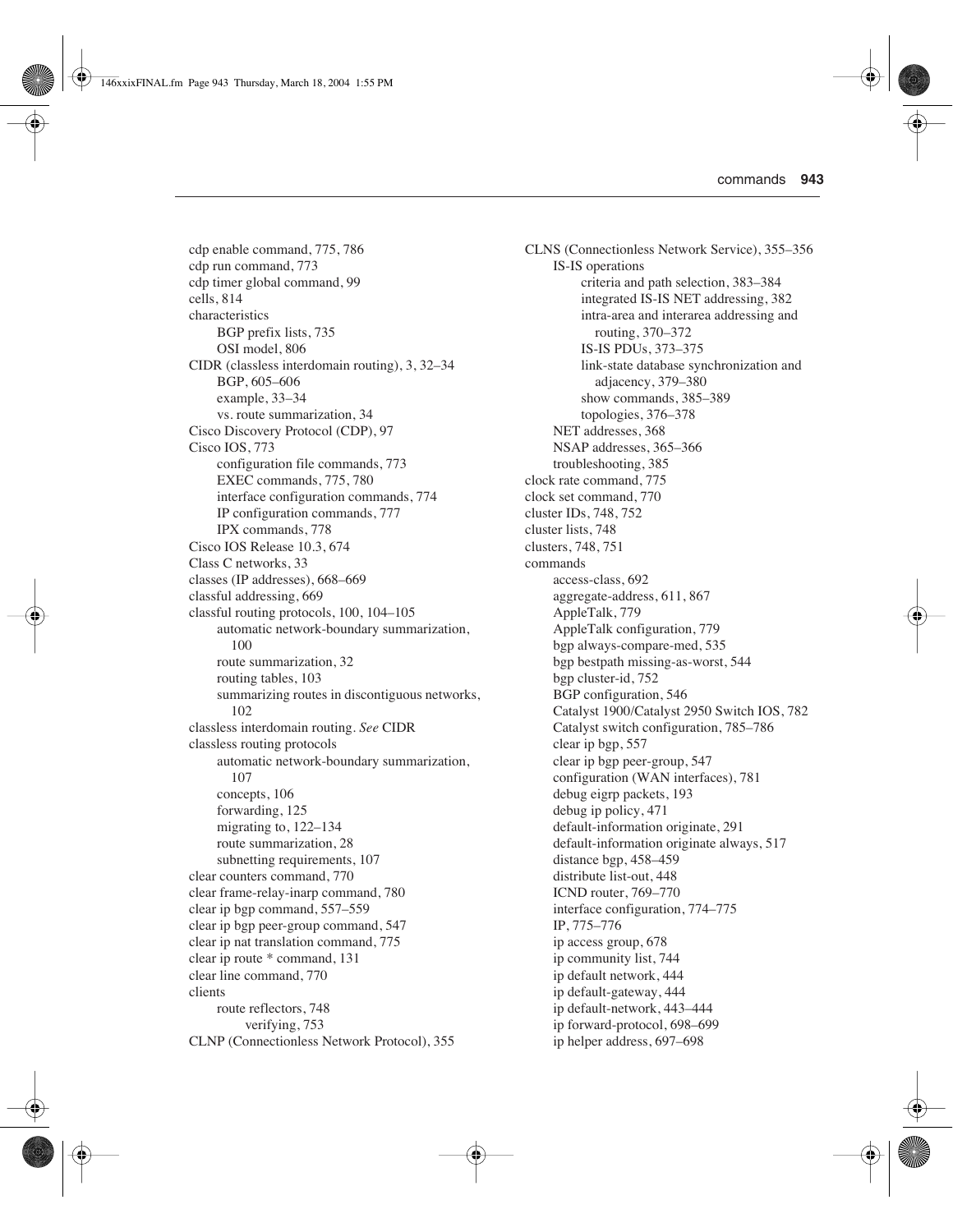cdp enable command, 775, 786
cdp run command, 773
cdp timer global command, 99
cells, 814
characteristics
    BGP prefix lists, 735
    OSI model, 806
CIDR (classless interdomain routing), 3, 32–34
    BGP, 605–606
    example, 33–34
    vs. route summarization, 34
Cisco Discovery Protocol (CDP), 97
Cisco IOS, 773
    configuration file commands, 773
    EXEC commands, 775, 780
    interface configuration commands, 774
    IP configuration commands, 777
    IPX commands, 778
Cisco IOS Release 10.3, 674
Class C networks, 33
classes (IP addresses), 668–669
classful addressing, 669
classful routing protocols, 100, 104–105
    automatic network-boundary summarization, 100
    route summarization, 32
    routing tables, 103
    summarizing routes in discontiguous networks, 102
classless interdomain routing. *See* CIDR
classless routing protocols
    automatic network-boundary summarization, 107
    concepts, 106
    forwarding, 125
    migrating to, 122–134
    route summarization, 28
    subnetting requirements, 107
clear counters command, 770
clear frame-relay-inarp command, 780
clear ip bgp command, 557–559
clear ip bgp peer-group command, 547
clear ip nat translation command, 775
clear ip route * command, 131
clear line command, 770
clients
    route reflectors, 748
        verifying, 753
CLNP (Connectionless Network Protocol), 355
CLNS (Connectionless Network Service), 355–356
    IS-IS operations
        criteria and path selection, 383–384
        integrated IS-IS NET addressing, 382
        intra-area and interarea addressing and routing, 370–372
        IS-IS PDUs, 373–375
        link-state database synchronization and adjacency, 379–380
        show commands, 385–389
        topologies, 376–378
    NET addresses, 368
    NSAP addresses, 365–366
    troubleshooting, 385
clock rate command, 775
clock set command, 770
cluster IDs, 748, 752
cluster lists, 748
clusters, 748, 751
commands
    access-class, 692
    aggregate-address, 611, 867
    AppleTalk, 779
    AppleTalk configuration, 779
    bgp always-compare-med, 535
    bgp bestpath missing-as-worst, 544
    bgp cluster-id, 752
    BGP configuration, 546
    Catalyst 1900/Catalyst 2950 Switch IOS, 782
    Catalyst switch configuration, 785–786
    clear ip bgp, 557
    clear ip bgp peer-group, 547
    configuration (WAN interfaces), 781
    debug eigrp packets, 193
    debug ip policy, 471
    default-information originate, 291
    default-information originate always, 517
    distance bgp, 458–459
    distribute list-out, 448
    ICND router, 769–770
    interface configuration, 774–775
    IP, 775–776
    ip access group, 678
    ip community list, 744
    ip default network, 444
    ip default-gateway, 444
    ip default-network, 443–444
    ip forward-protocol, 698–699
    ip helper address, 697–698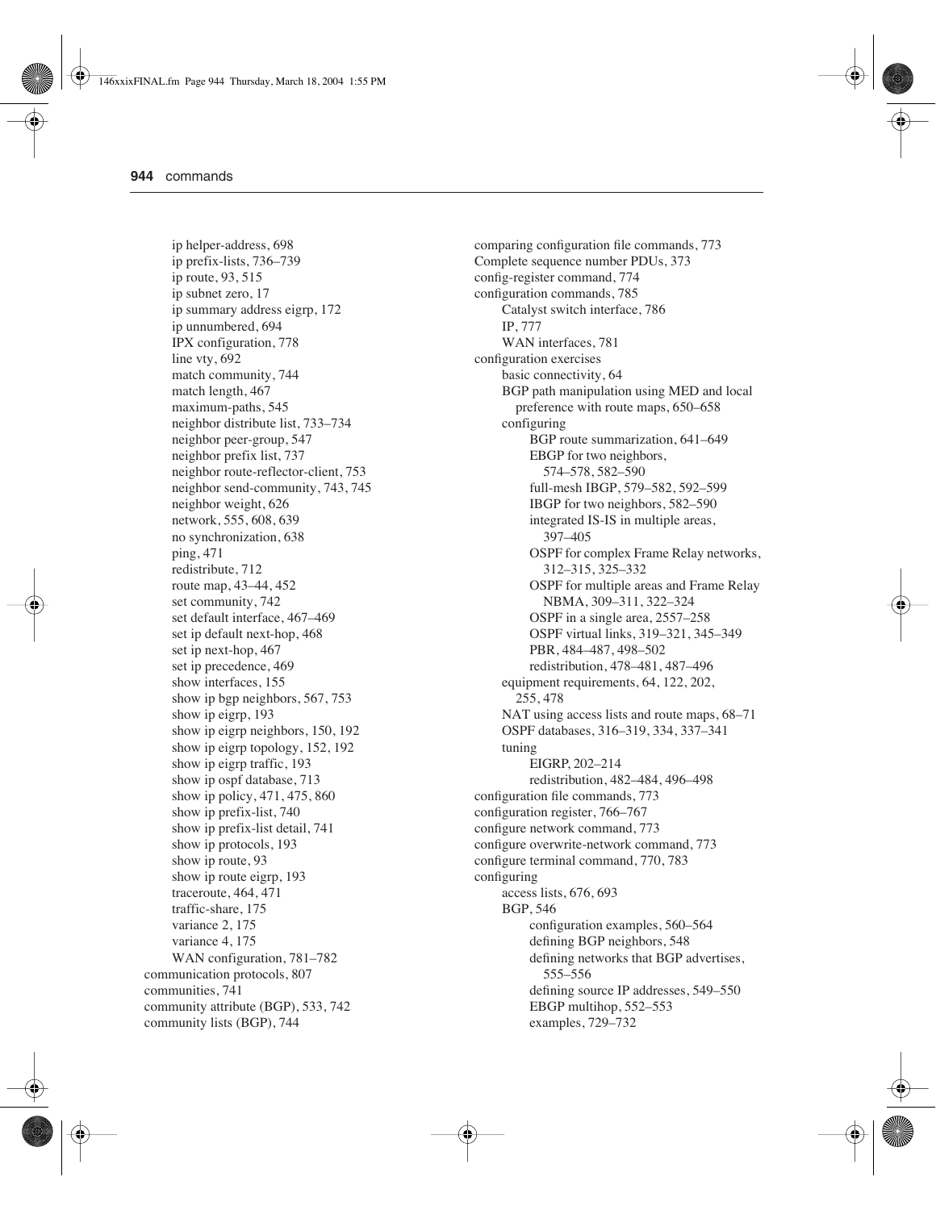ip helper-address, 698
ip prefix-lists, 736–739
ip route, 93, 515
ip subnet zero, 17
ip summary address eigrp, 172
ip unnumbered, 694
IPX configuration, 778
line vty, 692
match community, 744
match length, 467
maximum-paths, 545
neighbor distribute list, 733–734
neighbor peer-group, 547
neighbor prefix list, 737
neighbor route-reflector-client, 753
neighbor send-community, 743, 745
neighbor weight, 626
network, 555, 608, 639
no synchronization, 638
ping, 471
redistribute, 712
route map, 43–44, 452
set community, 742
set default interface, 467–469
set ip default next-hop, 468
set ip next-hop, 467
set ip precedence, 469
show interfaces, 155
show ip bgp neighbors, 567, 753
show ip eigrp, 193
show ip eigrp neighbors, 150, 192
show ip eigrp topology, 152, 192
show ip eigrp traffic, 193
show ip ospf database, 713
show ip policy, 471, 475, 860
show ip prefix-list, 740
show ip prefix-list detail, 741
show ip protocols, 193
show ip route, 93
show ip route eigrp, 193
traceroute, 464, 471
traffic-share, 175
variance 2, 175
variance 4, 175
WAN configuration, 781–782

communication protocols, 807
communities, 741
community attribute (BGP), 533, 742
community lists (BGP), 744
comparing configuration file commands, 773
Complete sequence number PDUs, 373
config-register command, 774
configuration commands, 785
- Catalyst switch interface, 786
- IP, 777
- WAN interfaces, 781

configuration exercises
- basic connectivity, 64
- BGP path manipulation using MED and local preference with route maps, 650–658
- configuring
  - BGP route summarization, 641–649
  - EBGP for two neighbors, 574–578, 582–590
  - full-mesh IBGP, 579–582, 592–599
  - IBGP for two neighbors, 582–590
  - integrated IS-IS in multiple areas, 397–405
  - OSPF for complex Frame Relay networks, 312–315, 325–332
  - OSPF for multiple areas and Frame Relay NBMA, 309–311, 322–324
  - OSPF in a single area, 2557–258
  - OSPF virtual links, 319–321, 345–349
  - PBR, 484–487, 498–502
  - redistribution, 478–481, 487–496
- equipment requirements, 64, 122, 202, 255, 478
- NAT using access lists and route maps, 68–71
- OSPF databases, 316–319, 334, 337–341
- tuning
  - EIGRP, 202–214
  - redistribution, 482–484, 496–498

configuration file commands, 773
configuration register, 766–767
configure network command, 773
configure overwrite-network command, 773
configure terminal command, 770, 783
configuring
- access lists, 676, 693
- BGP, 546
  - configuration examples, 560–564
  - defining BGP neighbors, 548
  - defining networks that BGP advertises, 555–556
  - defining source IP addresses, 549–550
  - EBGP multihop, 552–553
  - examples, 729–732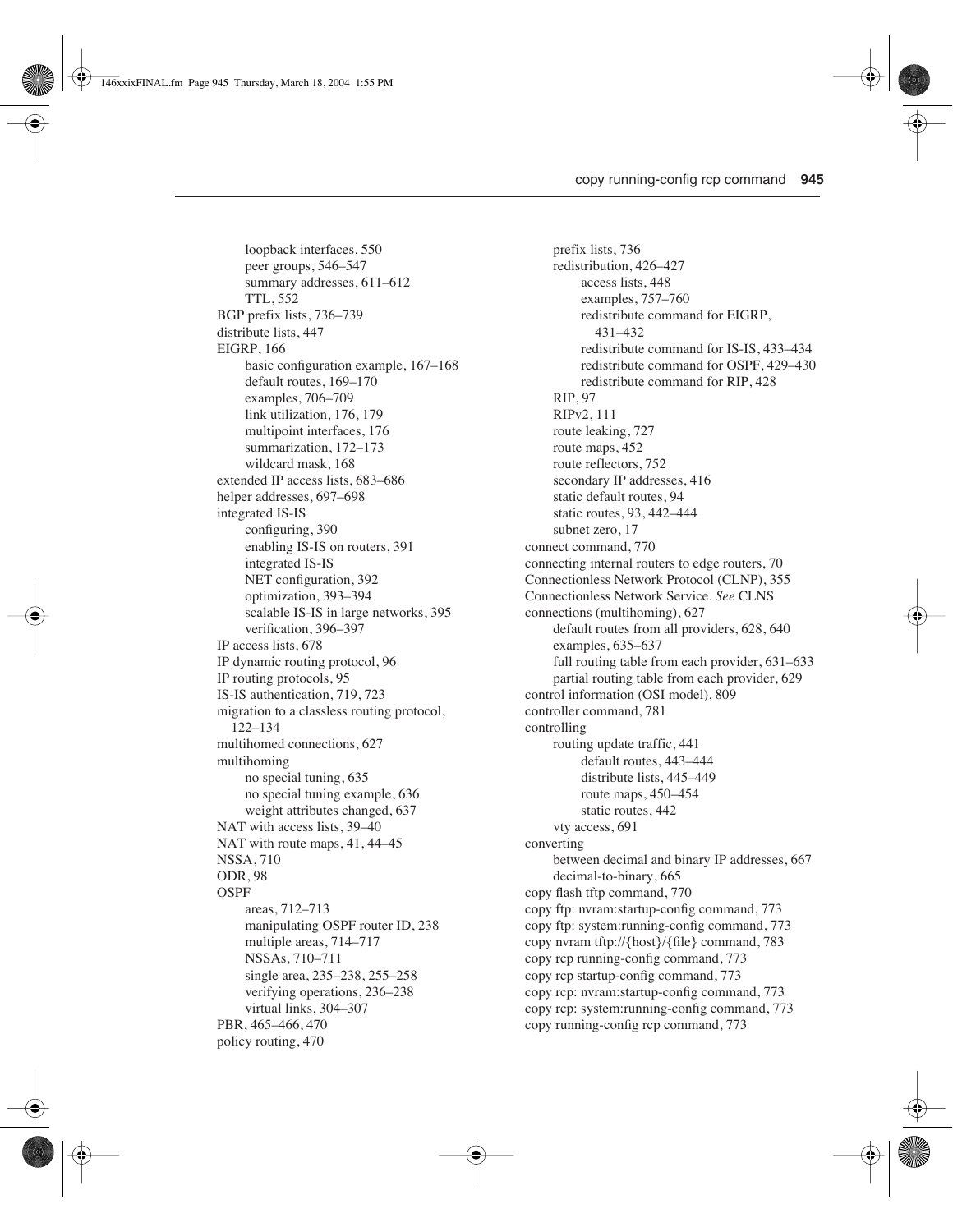loopback interfaces, 550
peer groups, 546–547
summary addresses, 611–612
TTL, 552
BGP prefix lists, 736–739
distribute lists, 447
EIGRP, 166
basic configuration example, 167–168
default routes, 169–170
examples, 706–709
link utilization, 176, 179
multipoint interfaces, 176
summarization, 172–173
wildcard mask, 168
extended IP access lists, 683–686
helper addresses, 697–698
integrated IS-IS
configuring, 390
enabling IS-IS on routers, 391
integrated IS-IS
NET configuration, 392
optimization, 393–394
scalable IS-IS in large networks, 395
verification, 396–397
IP access lists, 678
IP dynamic routing protocol, 96
IP routing protocols, 95
IS-IS authentication, 719, 723
migration to a classless routing protocol, 122–134
multihomed connections, 627
multihoming
no special tuning, 635
no special tuning example, 636
weight attributes changed, 637
NAT with access lists, 39–40
NAT with route maps, 41, 44–45
NSSA, 710
ODR, 98
OSPF
areas, 712–713
manipulating OSPF router ID, 238
multiple areas, 714–717
NSSAs, 710–711
single area, 235–238, 255–258
verifying operations, 236–238
virtual links, 304–307
PBR, 465–466, 470
policy routing, 470
prefix lists, 736
redistribution, 426–427
access lists, 448
examples, 757–760
redistribute command for EIGRP, 431–432
redistribute command for IS-IS, 433–434
redistribute command for OSPF, 429–430
redistribute command for RIP, 428
RIP, 97
RIPv2, 111
route leaking, 727
route maps, 452
route reflectors, 752
secondary IP addresses, 416
static default routes, 94
static routes, 93, 442–444
subnet zero, 17
connect command, 770
connecting internal routers to edge routers, 70
Connectionless Network Protocol (CLNP), 355
Connectionless Network Service. *See* CLNS
connections (multihoming), 627
default routes from all providers, 628, 640
examples, 635–637
full routing table from each provider, 631–633
partial routing table from each provider, 629
control information (OSI model), 809
controller command, 781
controlling
routing update traffic, 441
default routes, 443–444
distribute lists, 445–449
route maps, 450–454
static routes, 442
vty access, 691
converting
between decimal and binary IP addresses, 667
decimal-to-binary, 665
copy flash tftp command, 770
copy ftp: nvram:startup-config command, 773
copy ftp: system:running-config command, 773
copy nvram tftp://{host}/{file} command, 783
copy rcp running-config command, 773
copy rcp startup-config command, 773
copy rcp: nvram:startup-config command, 773
copy rcp: system:running-config command, 773
copy running-config rcp command, 773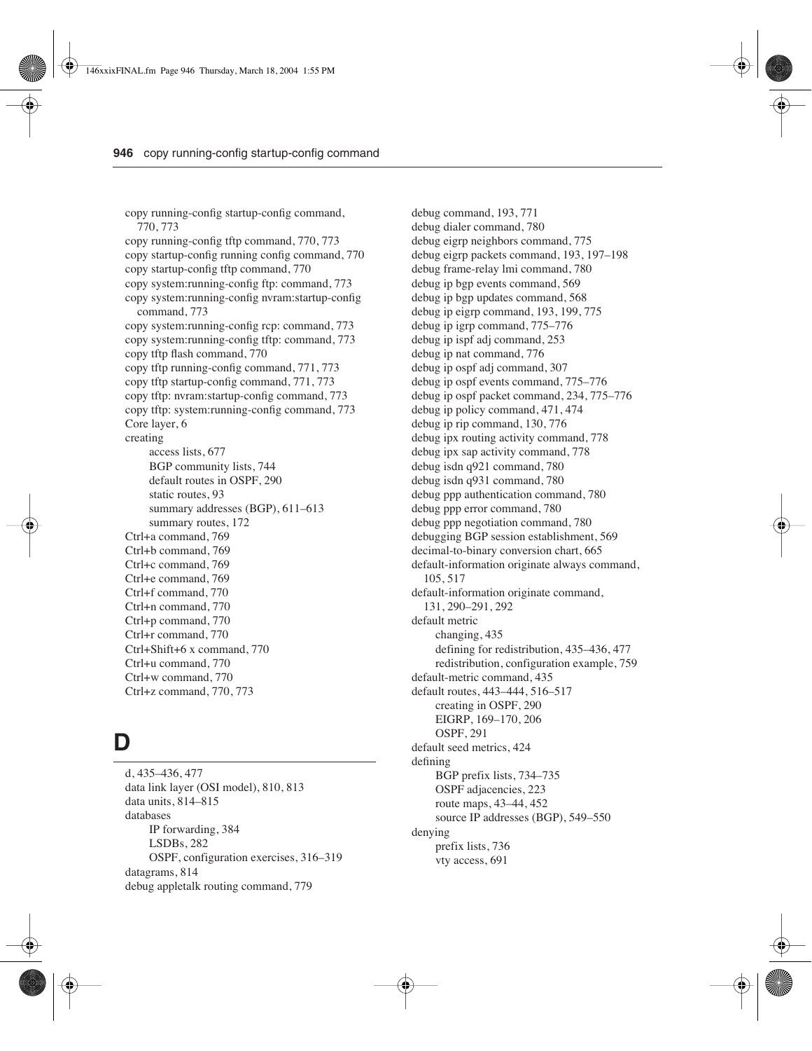copy running-config startup-config command, 770, 773
copy running-config tftp command, 770, 773
copy startup-config running config command, 770
copy startup-config tftp command, 770
copy system:running-config ftp: command, 773
copy system:running-config nvram:startup-config command, 773
copy system:running-config rcp: command, 773
copy system:running-config tftp: command, 773
copy tftp flash command, 770
copy tftp running-config command, 771, 773
copy tftp startup-config command, 771, 773
copy tftp: nvram:startup-config command, 773
copy tftp: system:running-config command, 773
Core layer, 6
creating
- access lists, 677
- BGP community lists, 744
- default routes in OSPF, 290
- static routes, 93
- summary addresses (BGP), 611–613
- summary routes, 172

Ctrl+a command, 769
Ctrl+b command, 769
Ctrl+c command, 769
Ctrl+e command, 769
Ctrl+f command, 770
Ctrl+n command, 770
Ctrl+p command, 770
Ctrl+r command, 770
Ctrl+Shift+6 x command, 770
Ctrl+u command, 770
Ctrl+w command, 770
Ctrl+z command, 770, 773

# D

d, 435–436, 477
data link layer (OSI model), 810, 813
data units, 814–815
databases
- IP forwarding, 384
- LSDBs, 282
- OSPF, configuration exercises, 316–319

datagrams, 814
debug appletalk routing command, 779
debug command, 193, 771
debug dialer command, 780
debug eigrp neighbors command, 775
debug eigrp packets command, 193, 197–198
debug frame-relay lmi command, 780
debug ip bgp events command, 569
debug ip bgp updates command, 568
debug ip eigrp command, 193, 199, 775
debug ip igrp command, 775–776
debug ip ispf adj command, 253
debug ip nat command, 776
debug ip ospf adj command, 307
debug ip ospf events command, 775–776
debug ip ospf packet command, 234, 775–776
debug ip policy command, 471, 474
debug ip rip command, 130, 776
debug ipx routing activity command, 778
debug ipx sap activity command, 778
debug isdn q921 command, 780
debug isdn q931 command, 780
debug ppp authentication command, 780
debug ppp error command, 780
debug ppp negotiation command, 780
debugging BGP session establishment, 569
decimal-to-binary conversion chart, 665
default-information originate always command, 105, 517
default-information originate command, 131, 290–291, 292
default metric
- changing, 435
- defining for redistribution, 435–436, 477
- redistribution, configuration example, 759

default-metric command, 435
default routes, 443–444, 516–517
- creating in OSPF, 290
- EIGRP, 169–170, 206
- OSPF, 291

default seed metrics, 424
defining
- BGP prefix lists, 734–735
- OSPF adjacencies, 223
- route maps, 43–44, 452
- source IP addresses (BGP), 549–550

denying
- prefix lists, 736
- vty access, 691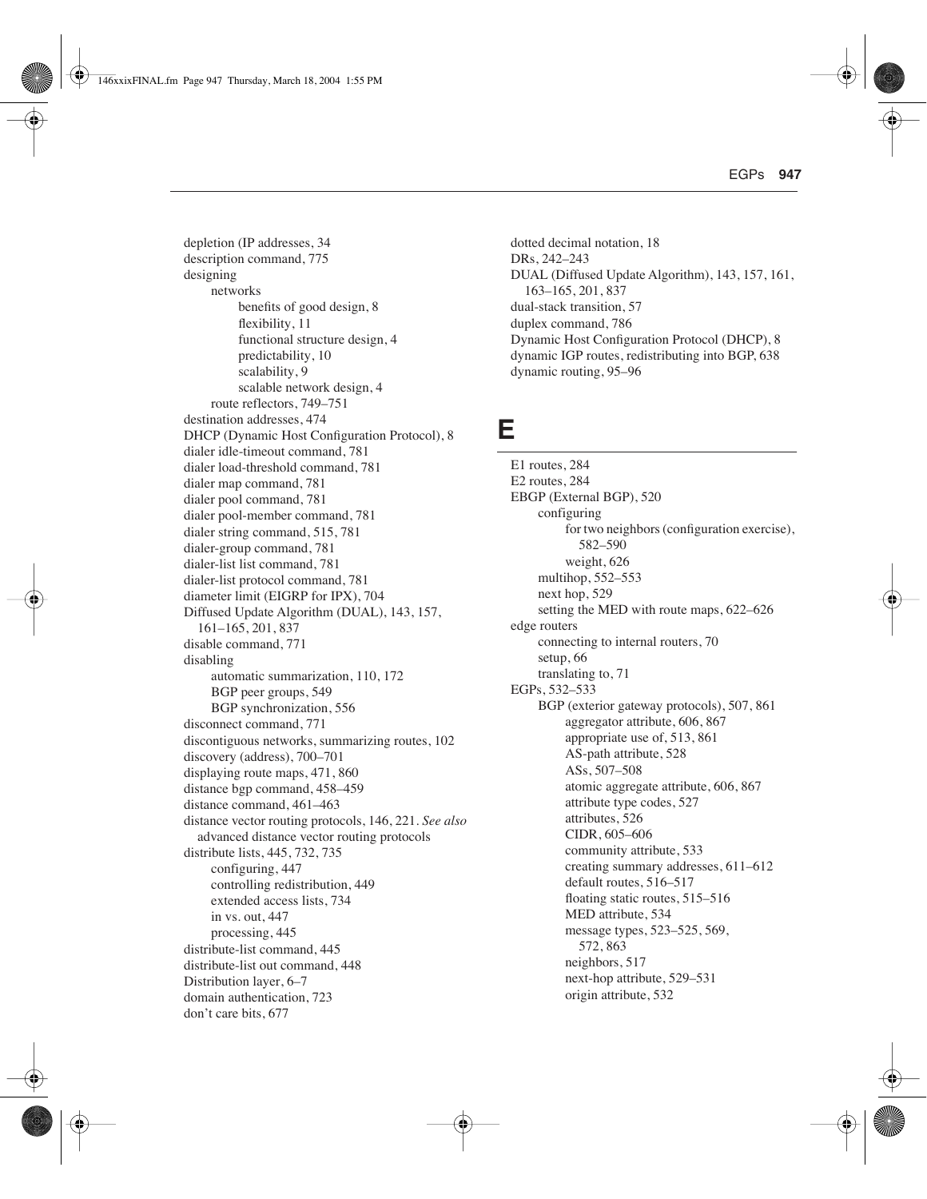depletion (IP addresses, 34
description command, 775
designing
  networks
    benefits of good design, 8
    flexibility, 11
    functional structure design, 4
    predictability, 10
    scalability, 9
    scalable network design, 4
  route reflectors, 749–751
destination addresses, 474
DHCP (Dynamic Host Configuration Protocol), 8
dialer idle-timeout command, 781
dialer load-threshold command, 781
dialer map command, 781
dialer pool command, 781
dialer pool-member command, 781
dialer string command, 515, 781
dialer-group command, 781
dialer-list list command, 781
dialer-list protocol command, 781
diameter limit (EIGRP for IPX), 704
Diffused Update Algorithm (DUAL), 143, 157, 161–165, 201, 837
disable command, 771
disabling
  automatic summarization, 110, 172
  BGP peer groups, 549
  BGP synchronization, 556
disconnect command, 771
discontiguous networks, summarizing routes, 102
discovery (address), 700–701
displaying route maps, 471, 860
distance bgp command, 458–459
distance command, 461–463
distance vector routing protocols, 146, 221. *See also* advanced distance vector routing protocols
distribute lists, 445, 732, 735
  configuring, 447
  controlling redistribution, 449
  extended access lists, 734
  in vs. out, 447
  processing, 445
distribute-list command, 445
distribute-list out command, 448
Distribution layer, 6–7
domain authentication, 723
don't care bits, 677
dotted decimal notation, 18
DRs, 242–243
DUAL (Diffused Update Algorithm), 143, 157, 161, 163–165, 201, 837
dual-stack transition, 57
duplex command, 786
Dynamic Host Configuration Protocol (DHCP), 8
dynamic IGP routes, redistributing into BGP, 638
dynamic routing, 95–96

# E

E1 routes, 284
E2 routes, 284
EBGP (External BGP), 520
  configuring
    for two neighbors (configuration exercise), 582–590
    weight, 626
  multihop, 552–553
  next hop, 529
  setting the MED with route maps, 622–626
edge routers
  connecting to internal routers, 70
  setup, 66
  translating to, 71
EGPs, 532–533
  BGP (exterior gateway protocols), 507, 861
    aggregator attribute, 606, 867
    appropriate use of, 513, 861
    AS-path attribute, 528
    ASs, 507–508
    atomic aggregate attribute, 606, 867
    attribute type codes, 527
    attributes, 526
    CIDR, 605–606
    community attribute, 533
    creating summary addresses, 611–612
    default routes, 516–517
    floating static routes, 515–516
    MED attribute, 534
    message types, 523–525, 569, 572, 863
    neighbors, 517
    next-hop attribute, 529–531
    origin attribute, 532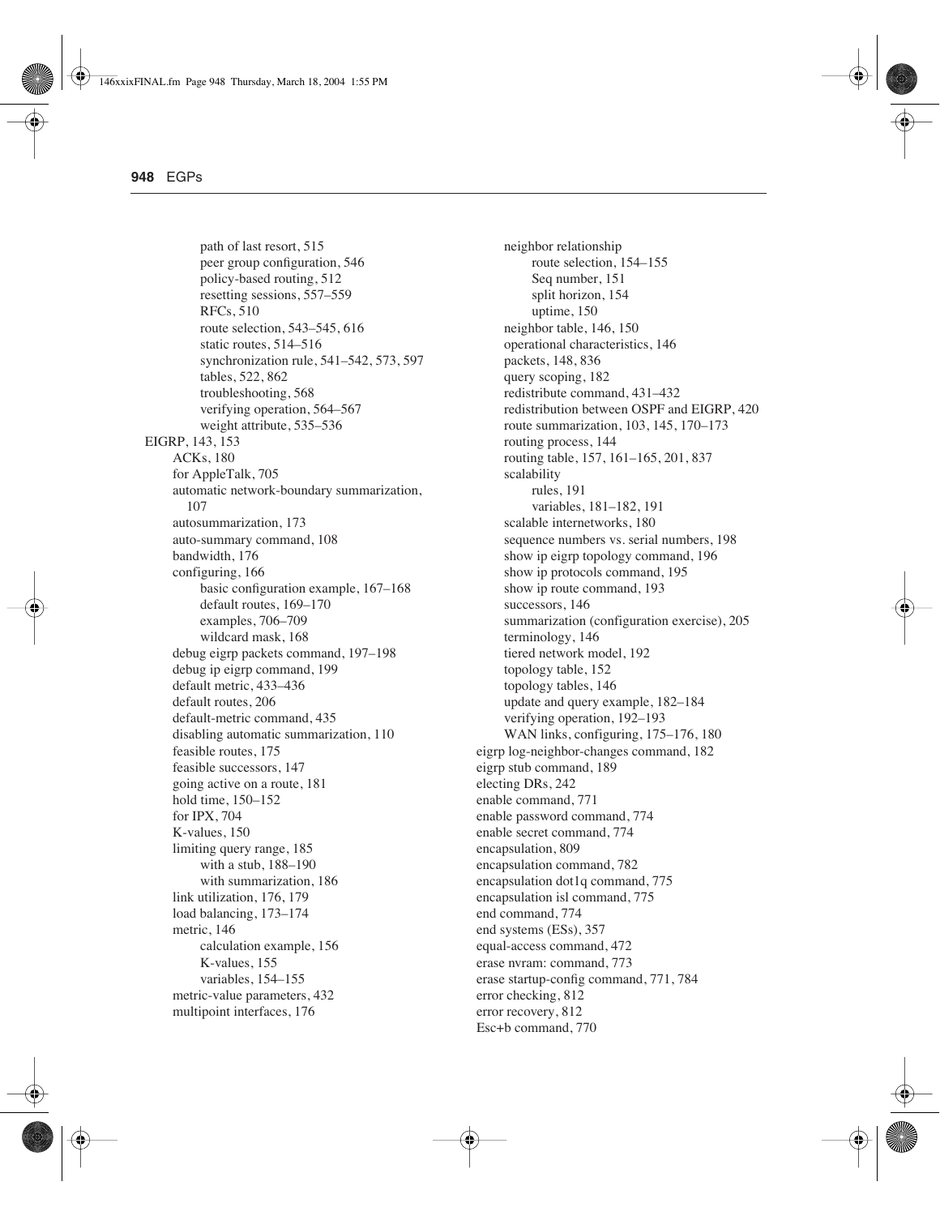- path of last resort, 515
- peer group configuration, 546
- policy-based routing, 512
- resetting sessions, 557–559
- RFCs, 510
- route selection, 543–545, 616
- static routes, 514–516
- synchronization rule, 541–542, 573, 597
- tables, 522, 862
- troubleshooting, 568
- verifying operation, 564–567
- weight attribute, 535–536

EIGRP, 143, 153
- ACKs, 180
- for AppleTalk, 705
- automatic network-boundary summarization, 107
- autosummarization, 173
- auto-summary command, 108
- bandwidth, 176
- configuring, 166
  - basic configuration example, 167–168
  - default routes, 169–170
  - examples, 706–709
  - wildcard mask, 168
- debug eigrp packets command, 197–198
- debug ip eigrp command, 199
- default metric, 433–436
- default routes, 206
- default-metric command, 435
- disabling automatic summarization, 110
- feasible routes, 175
- feasible successors, 147
- going active on a route, 181
- hold time, 150–152
- for IPX, 704
- K-values, 150
- limiting query range, 185
  - with a stub, 188–190
  - with summarization, 186
- link utilization, 176, 179
- load balancing, 173–174
- metric, 146
  - calculation example, 156
  - K-values, 155
  - variables, 154–155
- metric-value parameters, 432
- multipoint interfaces, 176
- neighbor relationship
  - route selection, 154–155
  - Seq number, 151
  - split horizon, 154
  - uptime, 150
- neighbor table, 146, 150
- operational characteristics, 146
- packets, 148, 836
- query scoping, 182
- redistribute command, 431–432
- redistribution between OSPF and EIGRP, 420
- route summarization, 103, 145, 170–173
- routing process, 144
- routing table, 157, 161–165, 201, 837
- scalability
  - rules, 191
  - variables, 181–182, 191
- scalable internetworks, 180
- sequence numbers vs. serial numbers, 198
- show ip eigrp topology command, 196
- show ip protocols command, 195
- show ip route command, 193
- successors, 146
- summarization (configuration exercise), 205
- terminology, 146
- tiered network model, 192
- topology table, 152
- topology tables, 146
- update and query example, 182–184
- verifying operation, 192–193
- WAN links, configuring, 175–176, 180

eigrp log-neighbor-changes command, 182
eigrp stub command, 189
electing DRs, 242
enable command, 771
enable password command, 774
enable secret command, 774
encapsulation, 809
encapsulation command, 782
encapsulation dot1q command, 775
encapsulation isl command, 775
end command, 774
end systems (ESs), 357
equal-access command, 472
erase nvram: command, 773
erase startup-config command, 771, 784
error checking, 812
error recovery, 812
Esc+b command, 770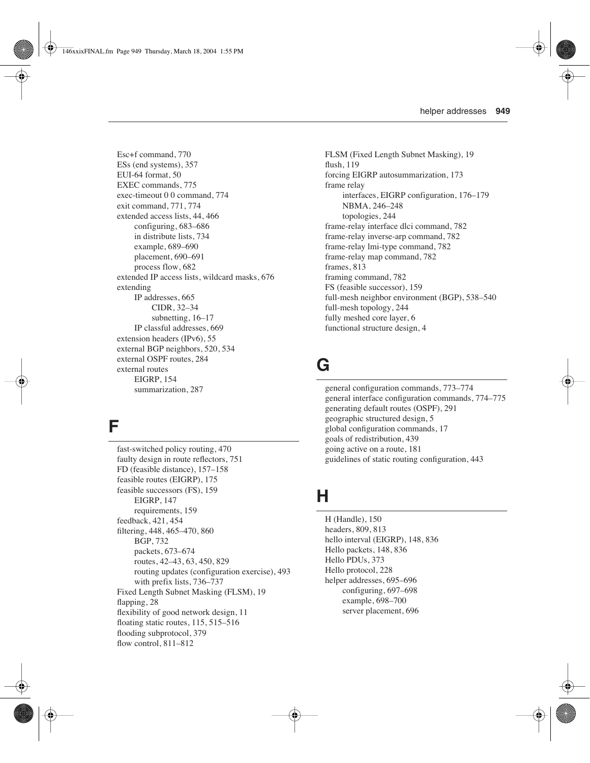Esc+f command, 770
ESs (end systems), 357
EUI-64 format, 50
EXEC commands, 775
exec-timeout 0 0 command, 774
exit command, 771, 774
extended access lists, 44, 466
    configuring, 683–686
    in distribute lists, 734
    example, 689–690
    placement, 690–691
    process flow, 682
extended IP access lists, wildcard masks, 676
extending
    IP addresses, 665
        CIDR, 32–34
        subnetting, 16–17
    IP classful addresses, 669
extension headers (IPv6), 55
external BGP neighbors, 520, 534
external OSPF routes, 284
external routes
    EIGRP, 154
    summarization, 287

## F

fast-switched policy routing, 470
faulty design in route reflectors, 751
FD (feasible distance), 157–158
feasible routes (EIGRP), 175
feasible successors (FS), 159
    EIGRP, 147
    requirements, 159
feedback, 421, 454
filtering, 448, 465–470, 860
    BGP, 732
    packets, 673–674
    routes, 42–43, 63, 450, 829
    routing updates (configuration exercise), 493
    with prefix lists, 736–737
Fixed Length Subnet Masking (FLSM), 19
flapping, 28
flexibility of good network design, 11
floating static routes, 115, 515–516
flooding subprotocol, 379
flow control, 811–812
FLSM (Fixed Length Subnet Masking), 19
flush, 119
forcing EIGRP autosummarization, 173
frame relay
    interfaces, EIGRP configuration, 176–179
    NBMA, 246–248
    topologies, 244
frame-relay interface dlci command, 782
frame-relay inverse-arp command, 782
frame-relay lmi-type command, 782
frame-relay map command, 782
frames, 813
framing command, 782
FS (feasible successor), 159
full-mesh neighbor environment (BGP), 538–540
full-mesh topology, 244
fully meshed core layer, 6
functional structure design, 4

## G

general configuration commands, 773–774
general interface configuration commands, 774–775
generating default routes (OSPF), 291
geographic structured design, 5
global configuration commands, 17
goals of redistribution, 439
going active on a route, 181
guidelines of static routing configuration, 443

## H

H (Handle), 150
headers, 809, 813
hello interval (EIGRP), 148, 836
Hello packets, 148, 836
Hello PDUs, 373
Hello protocol, 228
helper addresses, 695–696
    configuring, 697–698
    example, 698–700
    server placement, 696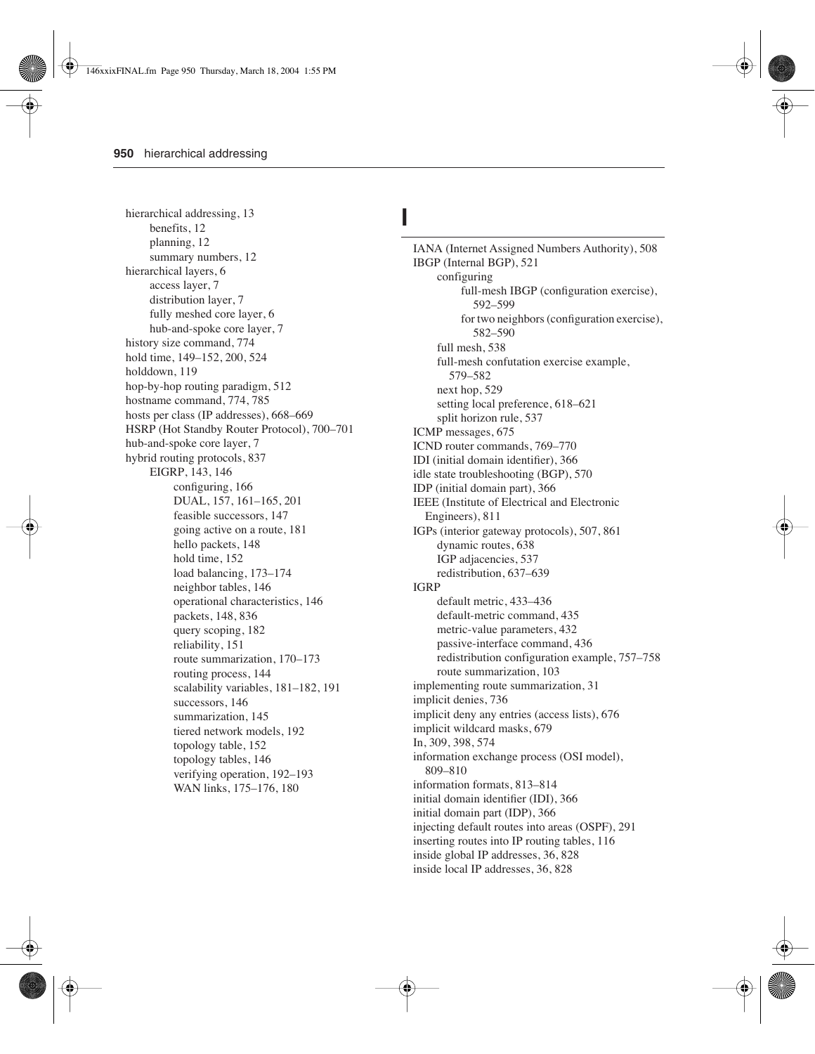hierarchical addressing, 13
- benefits, 12
- planning, 12
- summary numbers, 12

hierarchical layers, 6
- access layer, 7
- distribution layer, 7
- fully meshed core layer, 6
- hub-and-spoke core layer, 7

history size command, 774
hold time, 149–152, 200, 524
holddown, 119
hop-by-hop routing paradigm, 512
hostname command, 774, 785
hosts per class (IP addresses), 668–669
HSRP (Hot Standby Router Protocol), 700–701
hub-and-spoke core layer, 7
hybrid routing protocols, 837
- EIGRP, 143, 146
  - configuring, 166
  - DUAL, 157, 161–165, 201
  - feasible successors, 147
  - going active on a route, 181
  - hello packets, 148
  - hold time, 152
  - load balancing, 173–174
  - neighbor tables, 146
  - operational characteristics, 146
  - packets, 148, 836
  - query scoping, 182
  - reliability, 151
  - route summarization, 170–173
  - routing process, 144
  - scalability variables, 181–182, 191
  - successors, 146
  - summarization, 145
  - tiered network models, 192
  - topology table, 152
  - topology tables, 146
  - verifying operation, 192–193
  - WAN links, 175–176, 180

# I

IANA (Internet Assigned Numbers Authority), 508
IBGP (Internal BGP), 521
- configuring
  - full-mesh IBGP (configuration exercise), 592–599
  - for two neighbors (configuration exercise), 582–590
- full mesh, 538
- full-mesh confutation exercise example, 579–582
- next hop, 529
- setting local preference, 618–621
- split horizon rule, 537

ICMP messages, 675
ICND router commands, 769–770
IDI (initial domain identifier), 366
idle state troubleshooting (BGP), 570
IDP (initial domain part), 366
IEEE (Institute of Electrical and Electronic Engineers), 811
IGPs (interior gateway protocols), 507, 861
- dynamic routes, 638
- IGP adjacencies, 537
- redistribution, 637–639

IGRP
- default metric, 433–436
- default-metric command, 435
- metric-value parameters, 432
- passive-interface command, 436
- redistribution configuration example, 757–758
- route summarization, 103

implementing route summarization, 31
implicit denies, 736
implicit deny any entries (access lists), 676
implicit wildcard masks, 679
In, 309, 398, 574
information exchange process (OSI model), 809–810
information formats, 813–814
initial domain identifier (IDI), 366
initial domain part (IDP), 366
injecting default routes into areas (OSPF), 291
inserting routes into IP routing tables, 116
inside global IP addresses, 36, 828
inside local IP addresses, 36, 828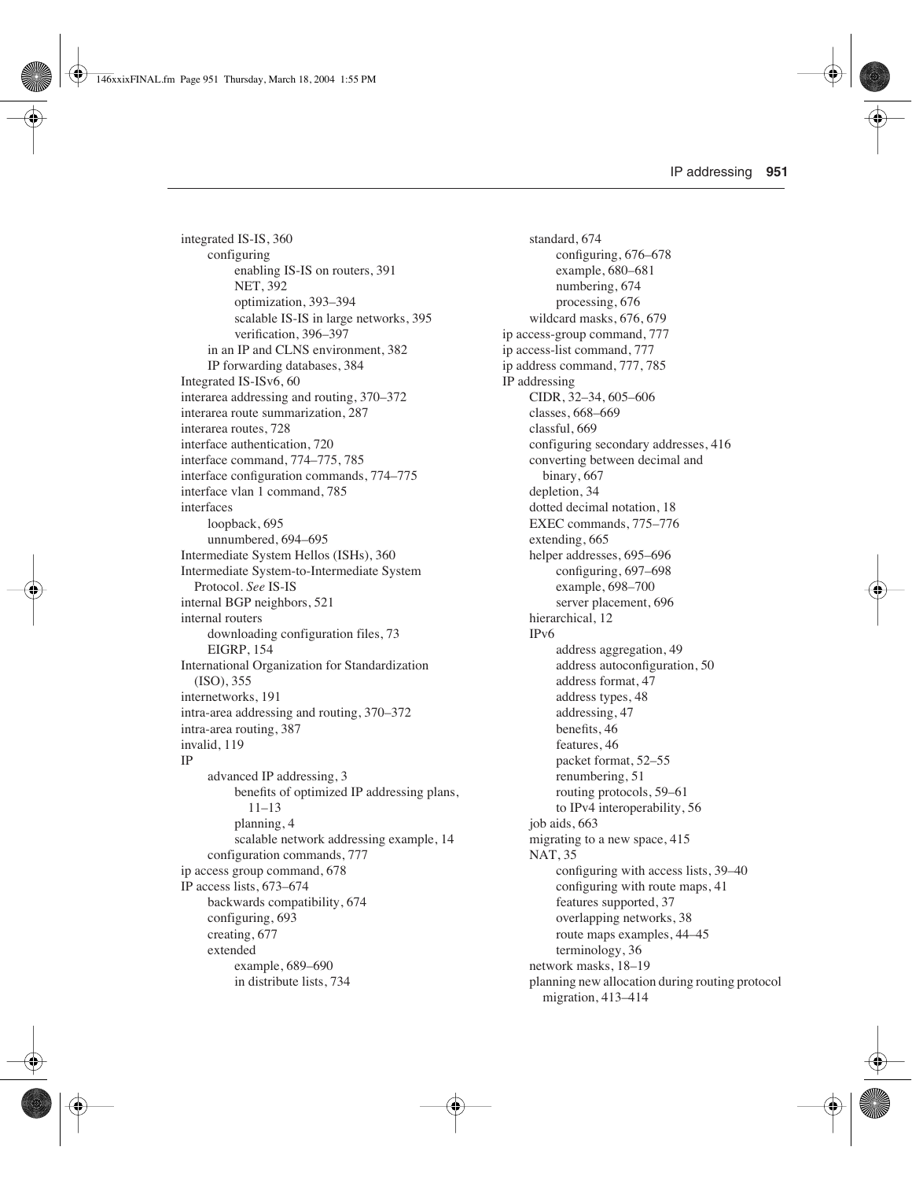integrated IS-IS, 360
- configuring
  - enabling IS-IS on routers, 391
  - NET, 392
  - optimization, 393–394
  - scalable IS-IS in large networks, 395
  - verification, 396–397
- in an IP and CLNS environment, 382
- IP forwarding databases, 384

Integrated IS-ISv6, 60
interarea addressing and routing, 370–372
interarea route summarization, 287
interarea routes, 728
interface authentication, 720
interface command, 774–775, 785
interface configuration commands, 774–775
interface vlan 1 command, 785
interfaces
- loopback, 695
- unnumbered, 694–695

Intermediate System Hellos (ISHs), 360
Intermediate System-to-Intermediate System Protocol. *See* IS-IS
internal BGP neighbors, 521
internal routers
- downloading configuration files, 73
- EIGRP, 154

International Organization for Standardization (ISO), 355
internetworks, 191
intra-area addressing and routing, 370–372
intra-area routing, 387
invalid, 119
IP
- advanced IP addressing, 3
  - benefits of optimized IP addressing plans, 11–13
  - planning, 4
  - scalable network addressing example, 14
- configuration commands, 777

ip access group command, 678
IP access lists, 673–674
- backwards compatibility, 674
- configuring, 693
- creating, 677
- extended
  - example, 689–690
  - in distribute lists, 734
- standard, 674
  - configuring, 676–678
  - example, 680–681
  - numbering, 674
  - processing, 676
- wildcard masks, 676, 679

ip access-group command, 777
ip access-list command, 777
ip address command, 777, 785
IP addressing
- CIDR, 32–34, 605–606
- classes, 668–669
- classful, 669
- configuring secondary addresses, 416
- converting between decimal and binary, 667
- depletion, 34
- dotted decimal notation, 18
- EXEC commands, 775–776
- extending, 665
- helper addresses, 695–696
  - configuring, 697–698
  - example, 698–700
  - server placement, 696
- hierarchical, 12
- IPv6
  - address aggregation, 49
  - address autoconfiguration, 50
  - address format, 47
  - address types, 48
  - addressing, 47
  - benefits, 46
  - features, 46
  - packet format, 52–55
  - renumbering, 51
  - routing protocols, 59–61
  - to IPv4 interoperability, 56
- job aids, 663
- migrating to a new space, 415
- NAT, 35
  - configuring with access lists, 39–40
  - configuring with route maps, 41
  - features supported, 37
  - overlapping networks, 38
  - route maps examples, 44–45
  - terminology, 36
- network masks, 18–19
- planning new allocation during routing protocol migration, 413–414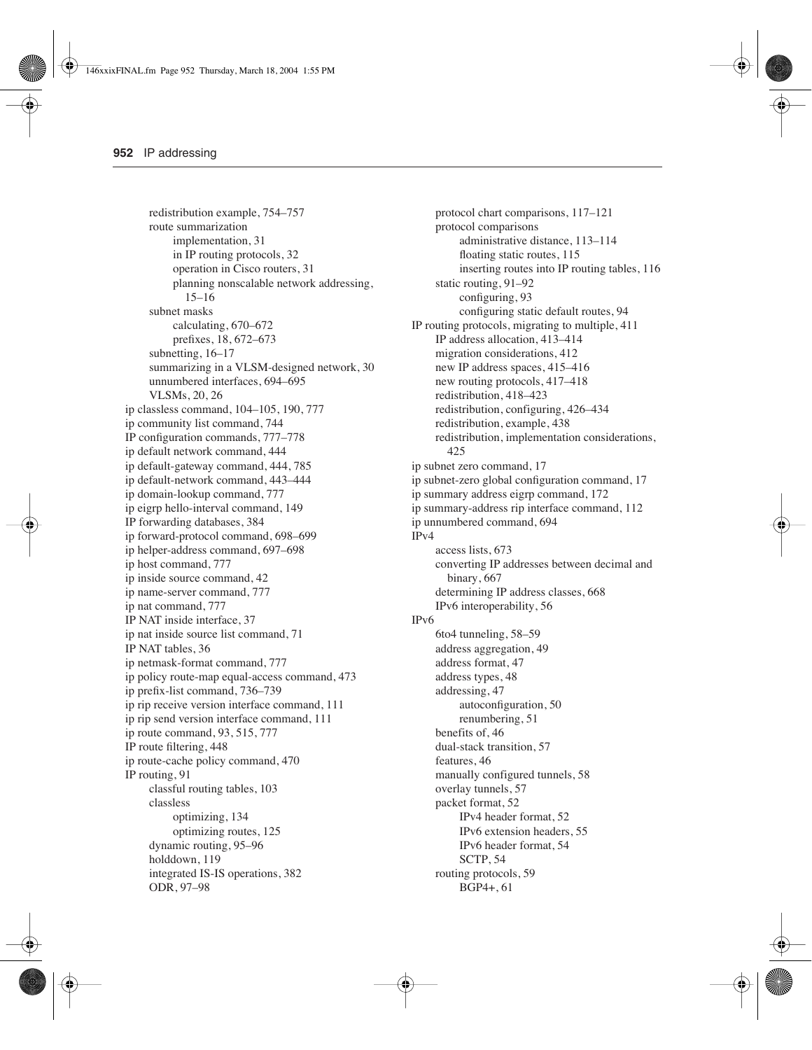- redistribution example, 754–757
- route summarization
  - implementation, 31
  - in IP routing protocols, 32
  - operation in Cisco routers, 31
  - planning nonscalable network addressing, 15–16
- subnet masks
  - calculating, 670–672
  - prefixes, 18, 672–673
- subnetting, 16–17
- summarizing in a VLSM-designed network, 30
- unnumbered interfaces, 694–695
- VLSMs, 20, 26

ip classless command, 104–105, 190, 777
ip community list command, 744
IP configuration commands, 777–778
ip default network command, 444
ip default-gateway command, 444, 785
ip default-network command, 443–444
ip domain-lookup command, 777
ip eigrp hello-interval command, 149
IP forwarding databases, 384
ip forward-protocol command, 698–699
ip helper-address command, 697–698
ip host command, 777
ip inside source command, 42
ip name-server command, 777
ip nat command, 777
IP NAT inside interface, 37
ip nat inside source list command, 71
IP NAT tables, 36
ip netmask-format command, 777
ip policy route-map equal-access command, 473
ip prefix-list command, 736–739
ip rip receive version interface command, 111
ip rip send version interface command, 111
ip route command, 93, 515, 777
IP route filtering, 448
ip route-cache policy command, 470
IP routing, 91
- classful routing tables, 103
- classless
  - optimizing, 134
  - optimizing routes, 125
- dynamic routing, 95–96
- holddown, 119
- integrated IS-IS operations, 382
- ODR, 97–98
- protocol chart comparisons, 117–121
- protocol comparisons
  - administrative distance, 113–114
  - floating static routes, 115
  - inserting routes into IP routing tables, 116
- static routing, 91–92
  - configuring, 93
  - configuring static default routes, 94

IP routing protocols, migrating to multiple, 411
- IP address allocation, 413–414
- migration considerations, 412
- new IP address spaces, 415–416
- new routing protocols, 417–418
- redistribution, 418–423
- redistribution, configuring, 426–434
- redistribution, example, 438
- redistribution, implementation considerations, 425

ip subnet zero command, 17
ip subnet-zero global configuration command, 17
ip summary address eigrp command, 172
ip summary-address rip interface command, 112
ip unnumbered command, 694
IPv4
- access lists, 673
- converting IP addresses between decimal and binary, 667
- determining IP address classes, 668
- IPv6 interoperability, 56

IPv6
- 6to4 tunneling, 58–59
- address aggregation, 49
- address format, 47
- address types, 48
- addressing, 47
  - autoconfiguration, 50
  - renumbering, 51
- benefits of, 46
- dual-stack transition, 57
- features, 46
- manually configured tunnels, 58
- overlay tunnels, 57
- packet format, 52
  - IPv4 header format, 52
  - IPv6 extension headers, 55
  - IPv6 header format, 54
  - SCTP, 54
- routing protocols, 59
  - BGP4+, 61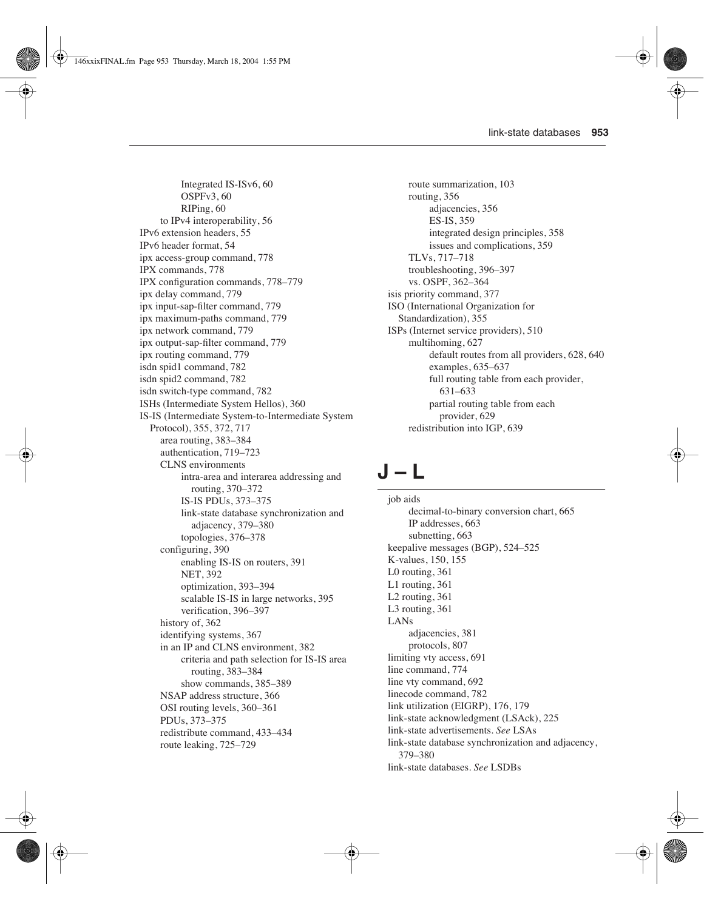- Integrated IS-ISv6, 60
  - OSPFv3, 60
  - RIPing, 60
- to IPv4 interoperability, 56

IPv6 extension headers, 55
IPv6 header format, 54
ipx access-group command, 778
IPX commands, 778
IPX configuration commands, 778–779
ipx delay command, 779
ipx input-sap-filter command, 779
ipx maximum-paths command, 779
ipx network command, 779
ipx output-sap-filter command, 779
ipx routing command, 779
isdn spid1 command, 782
isdn spid2 command, 782
isdn switch-type command, 782
ISHs (Intermediate System Hellos), 360
IS-IS (Intermediate System-to-Intermediate System Protocol), 355, 372, 717
- area routing, 383–384
- authentication, 719–723
- CLNS environments
  - intra-area and interarea addressing and routing, 370–372
  - IS-IS PDUs, 373–375
  - link-state database synchronization and adjacency, 379–380
  - topologies, 376–378
- configuring, 390
  - enabling IS-IS on routers, 391
  - NET, 392
  - optimization, 393–394
  - scalable IS-IS in large networks, 395
  - verification, 396–397
- history of, 362
- identifying systems, 367
- in an IP and CLNS environment, 382
  - criteria and path selection for IS-IS area routing, 383–384
  - show commands, 385–389
- NSAP address structure, 366
- OSI routing levels, 360–361
- PDUs, 373–375
- redistribute command, 433–434
- route leaking, 725–729
- route summarization, 103
- routing, 356
  - adjacencies, 356
  - ES-IS, 359
  - integrated design principles, 358
  - issues and complications, 359
- TLVs, 717–718
- troubleshooting, 396–397
- vs. OSPF, 362–364

isis priority command, 377
ISO (International Organization for Standardization), 355
ISPs (Internet service providers), 510
- multihoming, 627
  - default routes from all providers, 628, 640
  - examples, 635–637
  - full routing table from each provider, 631–633
  - partial routing table from each provider, 629
- redistribution into IGP, 639

# J – L

job aids
- decimal-to-binary conversion chart, 665
- IP addresses, 663
- subnetting, 663

keepalive messages (BGP), 524–525
K-values, 150, 155
L0 routing, 361
L1 routing, 361
L2 routing, 361
L3 routing, 361
LANs
- adjacencies, 381
- protocols, 807

limiting vty access, 691
line command, 774
line vty command, 692
linecode command, 782
link utilization (EIGRP), 176, 179
link-state acknowledgment (LSAck), 225
link-state advertisements. *See* LSAs
link-state database synchronization and adjacency, 379–380
link-state databases. *See* LSDBs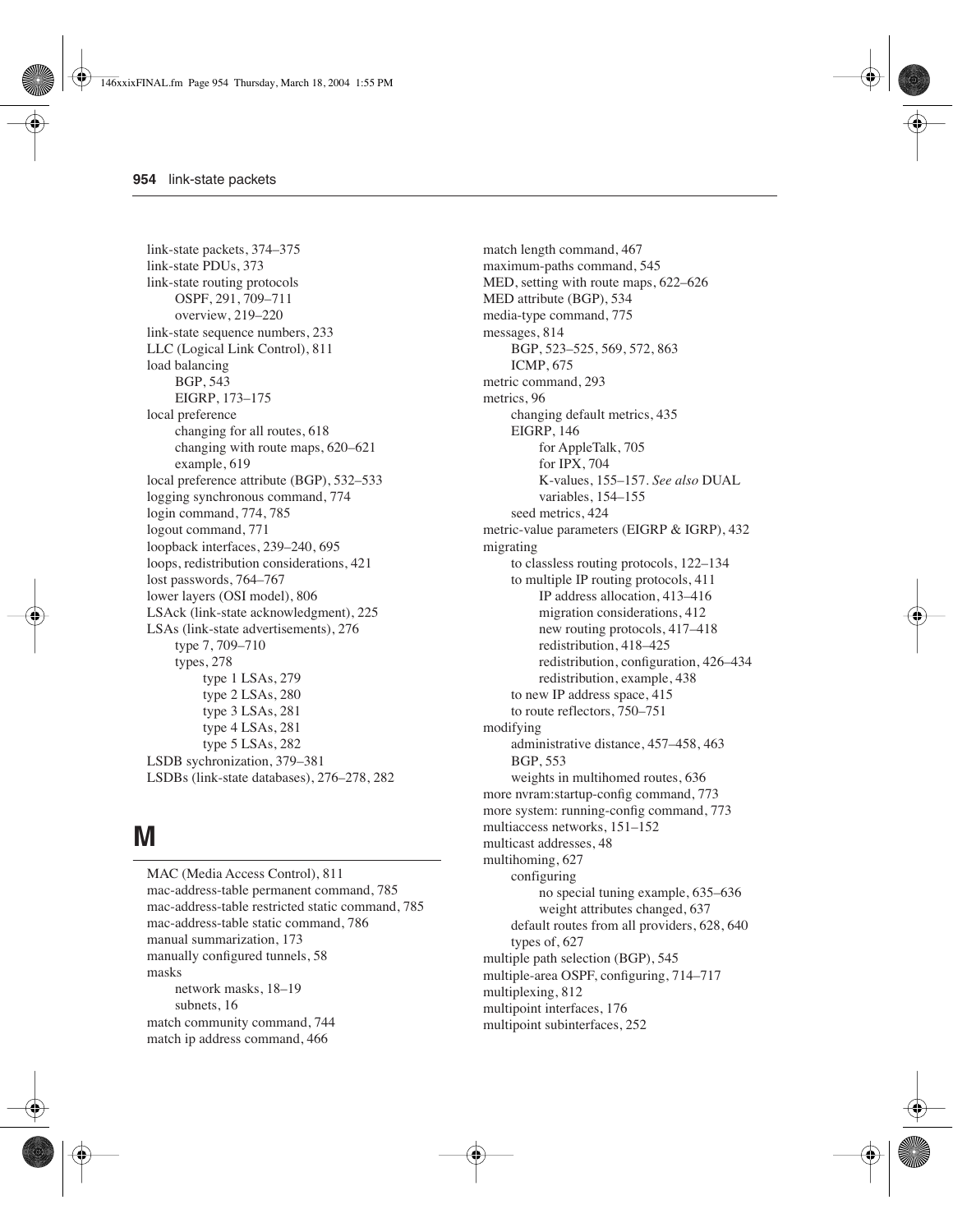link-state packets, 374–375
link-state PDUs, 373
link-state routing protocols
  OSPF, 291, 709–711
  overview, 219–220
link-state sequence numbers, 233
LLC (Logical Link Control), 811
load balancing
  BGP, 543
  EIGRP, 173–175
local preference
  changing for all routes, 618
  changing with route maps, 620–621
  example, 619
local preference attribute (BGP), 532–533
logging synchronous command, 774
login command, 774, 785
logout command, 771
loopback interfaces, 239–240, 695
loops, redistribution considerations, 421
lost passwords, 764–767
lower layers (OSI model), 806
LSAck (link-state acknowledgment), 225
LSAs (link-state advertisements), 276
  type 7, 709–710
  types, 278
    type 1 LSAs, 279
    type 2 LSAs, 280
    type 3 LSAs, 281
    type 4 LSAs, 281
    type 5 LSAs, 282
LSDB sychronization, 379–381
LSDBs (link-state databases), 276–278, 282

# M

MAC (Media Access Control), 811
mac-address-table permanent command, 785
mac-address-table restricted static command, 785
mac-address-table static command, 786
manual summarization, 173
manually configured tunnels, 58
masks
  network masks, 18–19
  subnets, 16
match community command, 744
match ip address command, 466
match length command, 467
maximum-paths command, 545
MED, setting with route maps, 622–626
MED attribute (BGP), 534
media-type command, 775
messages, 814
  BGP, 523–525, 569, 572, 863
  ICMP, 675
metric command, 293
metrics, 96
  changing default metrics, 435
  EIGRP, 146
    for AppleTalk, 705
    for IPX, 704
    K-values, 155–157. *See also* DUAL
    variables, 154–155
  seed metrics, 424
metric-value parameters (EIGRP & IGRP), 432
migrating
  to classless routing protocols, 122–134
  to multiple IP routing protocols, 411
    IP address allocation, 413–416
    migration considerations, 412
    new routing protocols, 417–418
    redistribution, 418–425
    redistribution, configuration, 426–434
    redistribution, example, 438
  to new IP address space, 415
  to route reflectors, 750–751
modifying
  administrative distance, 457–458, 463
  BGP, 553
  weights in multihomed routes, 636
more nvram:startup-config command, 773
more system: running-config command, 773
multiaccess networks, 151–152
multicast addresses, 48
multihoming, 627
  configuring
    no special tuning example, 635–636
    weight attributes changed, 637
  default routes from all providers, 628, 640
  types of, 627
multiple path selection (BGP), 545
multiple-area OSPF, configuring, 714–717
multiplexing, 812
multipoint interfaces, 176
multipoint subinterfaces, 252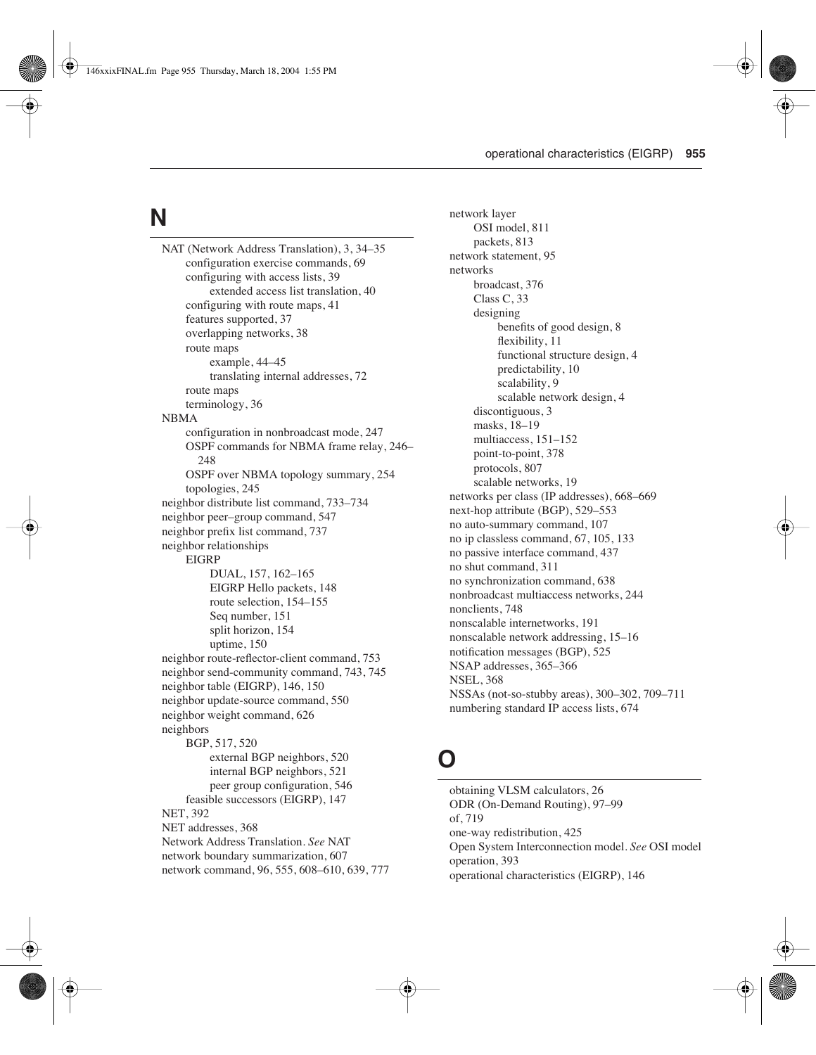## N

NAT (Network Address Translation), 3, 34–35
- configuration exercise commands, 69
- configuring with access lists, 39
  - extended access list translation, 40
- configuring with route maps, 41
- features supported, 37
- overlapping networks, 38
- route maps
  - example, 44–45
  - translating internal addresses, 72
- route maps
- terminology, 36

NBMA
- configuration in nonbroadcast mode, 247
- OSPF commands for NBMA frame relay, 246–248
- OSPF over NBMA topology summary, 254
- topologies, 245

neighbor distribute list command, 733–734
neighbor peer–group command, 547
neighbor prefix list command, 737
neighbor relationships
- EIGRP
  - DUAL, 157, 162–165
  - EIGRP Hello packets, 148
  - route selection, 154–155
  - Seq number, 151
  - split horizon, 154
  - uptime, 150

neighbor route-reflector-client command, 753
neighbor send-community command, 743, 745
neighbor table (EIGRP), 146, 150
neighbor update-source command, 550
neighbor weight command, 626
neighbors
- BGP, 517, 520
  - external BGP neighbors, 520
  - internal BGP neighbors, 521
  - peer group configuration, 546
- feasible successors (EIGRP), 147

NET, 392
NET addresses, 368
Network Address Translation. *See* NAT
network boundary summarization, 607
network command, 96, 555, 608–610, 639, 777
network layer
- OSI model, 811
- packets, 813

network statement, 95
networks
- broadcast, 376
- Class C, 33
- designing
  - benefits of good design, 8
  - flexibility, 11
  - functional structure design, 4
  - predictability, 10
  - scalability, 9
  - scalable network design, 4
- discontiguous, 3
- masks, 18–19
- multiaccess, 151–152
- point-to-point, 378
- protocols, 807
- scalable networks, 19

networks per class (IP addresses), 668–669
next-hop attribute (BGP), 529–553
no auto-summary command, 107
no ip classless command, 67, 105, 133
no passive interface command, 437
no shut command, 311
no synchronization command, 638
nonbroadcast multiaccess networks, 244
nonclients, 748
nonscalable internetworks, 191
nonscalable network addressing, 15–16
notification messages (BGP), 525
NSAP addresses, 365–366
NSEL, 368
NSSAs (not-so-stubby areas), 300–302, 709–711
numbering standard IP access lists, 674

## O

obtaining VLSM calculators, 26
ODR (On-Demand Routing), 97–99
of, 719
one-way redistribution, 425
Open System Interconnection model. *See* OSI model
operation, 393
operational characteristics (EIGRP), 146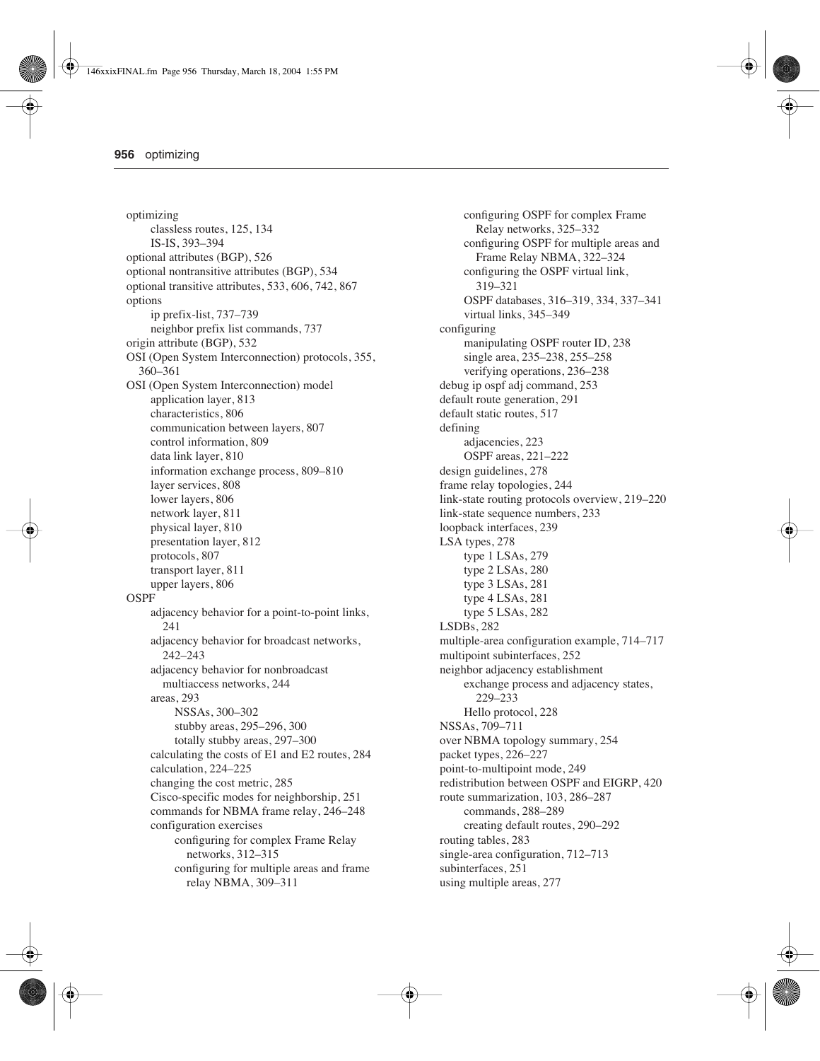optimizing
- classless routes, 125, 134
- IS-IS, 393–394

optional attributes (BGP), 526
optional nontransitive attributes (BGP), 534
optional transitive attributes, 533, 606, 742, 867
options
- ip prefix-list, 737–739
- neighbor prefix list commands, 737

origin attribute (BGP), 532
OSI (Open System Interconnection) protocols, 355, 360–361
OSI (Open System Interconnection) model
- application layer, 813
- characteristics, 806
- communication between layers, 807
- control information, 809
- data link layer, 810
- information exchange process, 809–810
- layer services, 808
- lower layers, 806
- network layer, 811
- physical layer, 810
- presentation layer, 812
- protocols, 807
- transport layer, 811
- upper layers, 806

OSPF
- adjacency behavior for a point-to-point links, 241
- adjacency behavior for broadcast networks, 242–243
- adjacency behavior for nonbroadcast multiaccess networks, 244
- areas, 293
  - NSSAs, 300–302
  - stubby areas, 295–296, 300
  - totally stubby areas, 297–300
- calculating the costs of E1 and E2 routes, 284
- calculation, 224–225
- changing the cost metric, 285
- Cisco-specific modes for neighborship, 251
- commands for NBMA frame relay, 246–248
- configuration exercises
  - configuring for complex Frame Relay networks, 312–315
  - configuring for multiple areas and frame relay NBMA, 309–311
  - configuring OSPF for complex Frame Relay networks, 325–332
  - configuring OSPF for multiple areas and Frame Relay NBMA, 322–324
  - configuring the OSPF virtual link, 319–321
  - OSPF databases, 316–319, 334, 337–341
  - virtual links, 345–349
- configuring
  - manipulating OSPF router ID, 238
  - single area, 235–238, 255–258
  - verifying operations, 236–238
- debug ip ospf adj command, 253
- default route generation, 291
- default static routes, 517
- defining
  - adjacencies, 223
  - OSPF areas, 221–222
- design guidelines, 278
- frame relay topologies, 244
- link-state routing protocols overview, 219–220
- link-state sequence numbers, 233
- loopback interfaces, 239
- LSA types, 278
  - type 1 LSAs, 279
  - type 2 LSAs, 280
  - type 3 LSAs, 281
  - type 4 LSAs, 281
  - type 5 LSAs, 282
- LSDBs, 282
- multiple-area configuration example, 714–717
- multipoint subinterfaces, 252
- neighbor adjacency establishment
  - exchange process and adjacency states, 229–233
  - Hello protocol, 228
- NSSAs, 709–711
- over NBMA topology summary, 254
- packet types, 226–227
- point-to-multipoint mode, 249
- redistribution between OSPF and EIGRP, 420
- route summarization, 103, 286–287
  - commands, 288–289
  - creating default routes, 290–292
- routing tables, 283
- single-area configuration, 712–713
- subinterfaces, 251
- using multiple areas, 277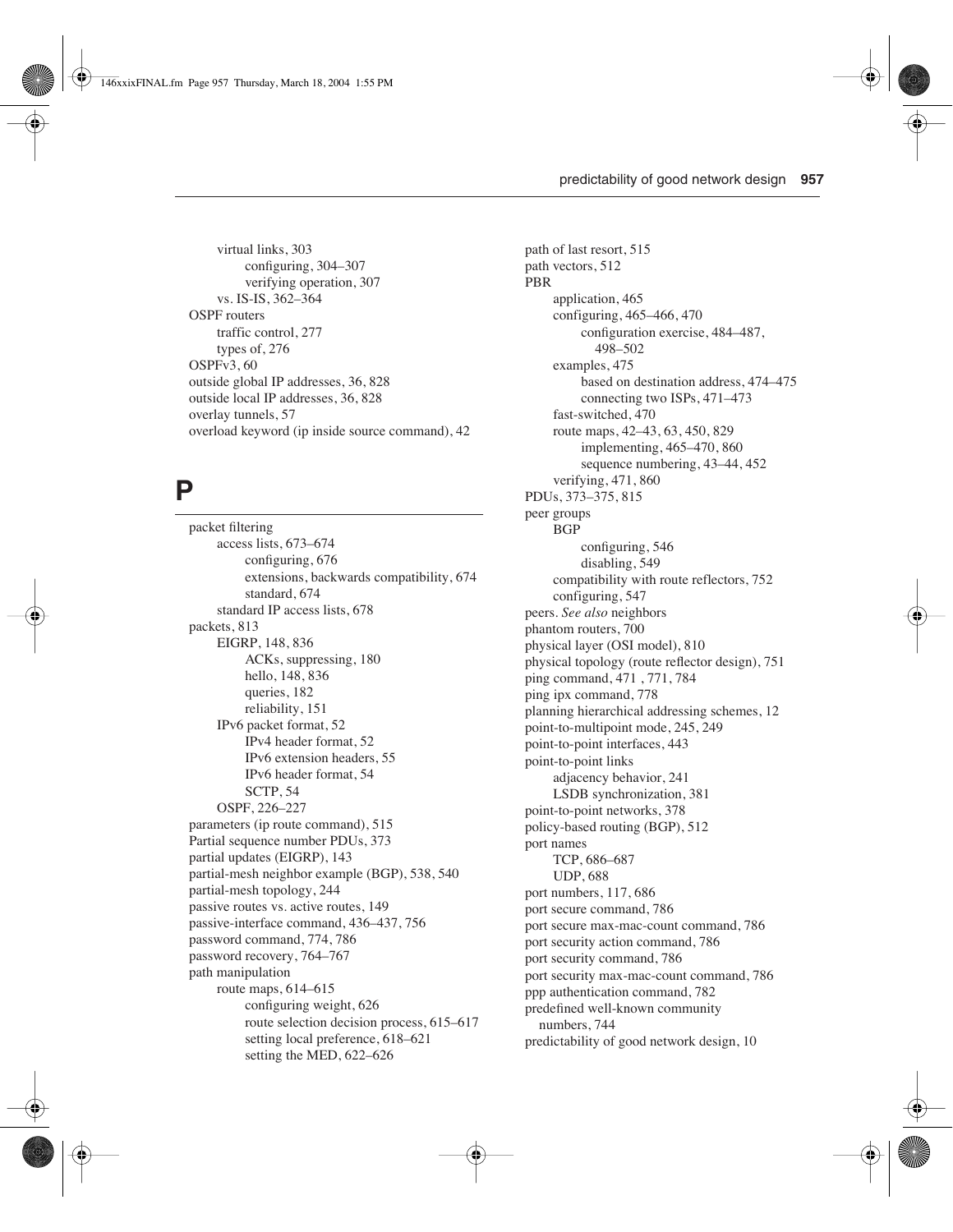virtual links, 303
    configuring, 304–307
    verifying operation, 307
  vs. IS-IS, 362–364
OSPF routers
  traffic control, 277
  types of, 276
OSPFv3, 60
outside global IP addresses, 36, 828
outside local IP addresses, 36, 828
overlay tunnels, 57
overload keyword (ip inside source command), 42

# P

packet filtering
  access lists, 673–674
    configuring, 676
    extensions, backwards compatibility, 674
    standard, 674
  standard IP access lists, 678
packets, 813
  EIGRP, 148, 836
    ACKs, suppressing, 180
    hello, 148, 836
    queries, 182
    reliability, 151
  IPv6 packet format, 52
    IPv4 header format, 52
    IPv6 extension headers, 55
    IPv6 header format, 54
    SCTP, 54
  OSPF, 226–227
parameters (ip route command), 515
Partial sequence number PDUs, 373
partial updates (EIGRP), 143
partial-mesh neighbor example (BGP), 538, 540
partial-mesh topology, 244
passive routes vs. active routes, 149
passive-interface command, 436–437, 756
password command, 774, 786
password recovery, 764–767
path manipulation
  route maps, 614–615
    configuring weight, 626
    route selection decision process, 615–617
    setting local preference, 618–621
    setting the MED, 622–626
path of last resort, 515
path vectors, 512
PBR
  application, 465
  configuring, 465–466, 470
    configuration exercise, 484–487, 498–502
  examples, 475
    based on destination address, 474–475
    connecting two ISPs, 471–473
  fast-switched, 470
  route maps, 42–43, 63, 450, 829
    implementing, 465–470, 860
    sequence numbering, 43–44, 452
  verifying, 471, 860
PDUs, 373–375, 815
peer groups
  BGP
    configuring, 546
    disabling, 549
  compatibility with route reflectors, 752
  configuring, 547
peers. *See also* neighbors
phantom routers, 700
physical layer (OSI model), 810
physical topology (route reflector design), 751
ping command, 471 , 771, 784
ping ipx command, 778
planning hierarchical addressing schemes, 12
point-to-multipoint mode, 245, 249
point-to-point interfaces, 443
point-to-point links
  adjacency behavior, 241
  LSDB synchronization, 381
point-to-point networks, 378
policy-based routing (BGP), 512
port names
  TCP, 686–687
  UDP, 688
port numbers, 117, 686
port secure command, 786
port secure max-mac-count command, 786
port security action command, 786
port security command, 786
port security max-mac-count command, 786
ppp authentication command, 782
predefined well-known community numbers, 744
predictability of good network design, 10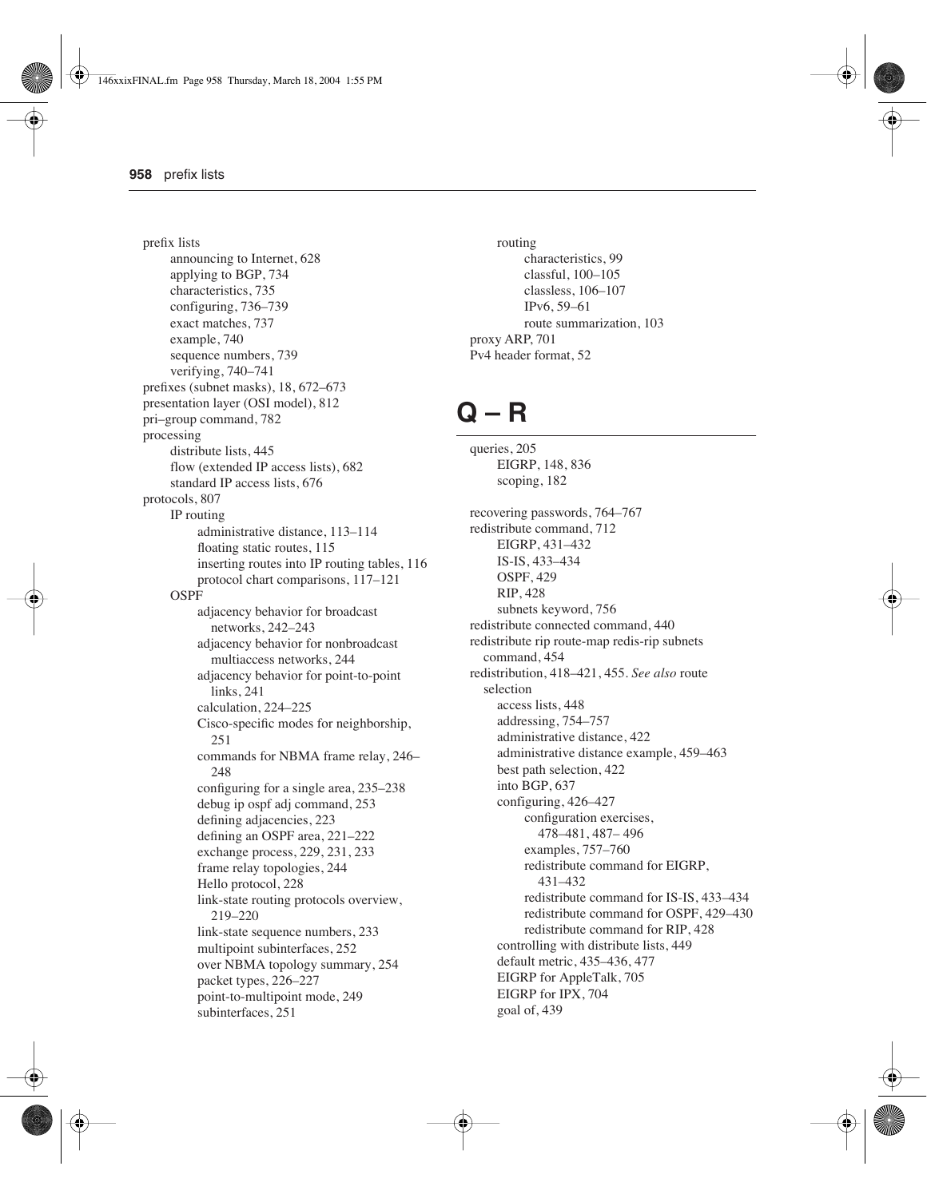prefix lists
- announcing to Internet, 628
- applying to BGP, 734
- characteristics, 735
- configuring, 736–739
- exact matches, 737
- example, 740
- sequence numbers, 739
- verifying, 740–741

prefixes (subnet masks), 18, 672–673

presentation layer (OSI model), 812

pri–group command, 782

processing
- distribute lists, 445
- flow (extended IP access lists), 682
- standard IP access lists, 676

protocols, 807
- IP routing
  - administrative distance, 113–114
  - floating static routes, 115
  - inserting routes into IP routing tables, 116
  - protocol chart comparisons, 117–121
- OSPF
  - adjacency behavior for broadcast networks, 242–243
  - adjacency behavior for nonbroadcast multiaccess networks, 244
  - adjacency behavior for point-to-point links, 241
  - calculation, 224–225
  - Cisco-specific modes for neighborship, 251
  - commands for NBMA frame relay, 246–248
  - configuring for a single area, 235–238
  - debug ip ospf adj command, 253
  - defining adjacencies, 223
  - defining an OSPF area, 221–222
  - exchange process, 229, 231, 233
  - frame relay topologies, 244
  - Hello protocol, 228
  - link-state routing protocols overview, 219–220
  - link-state sequence numbers, 233
  - multipoint subinterfaces, 252
  - over NBMA topology summary, 254
  - packet types, 226–227
  - point-to-multipoint mode, 249
  - subinterfaces, 251
- routing
  - characteristics, 99
  - classful, 100–105
  - classless, 106–107
  - IPv6, 59–61
  - route summarization, 103

proxy ARP, 701

Pv4 header format, 52

# Q – R

queries, 205
- EIGRP, 148, 836
- scoping, 182

recovering passwords, 764–767

redistribute command, 712
- EIGRP, 431–432
- IS-IS, 433–434
- OSPF, 429
- RIP, 428
- subnets keyword, 756

redistribute connected command, 440

redistribute rip route-map redis-rip subnets command, 454

redistribution, 418–421, 455. *See also* route selection
- access lists, 448
- addressing, 754–757
- administrative distance, 422
- administrative distance example, 459–463
- best path selection, 422
- into BGP, 637
- configuring, 426–427
  - configuration exercises, 478–481, 487– 496
  - examples, 757–760
  - redistribute command for EIGRP, 431–432
  - redistribute command for IS-IS, 433–434
  - redistribute command for OSPF, 429–430
  - redistribute command for RIP, 428
- controlling with distribute lists, 449
- default metric, 435–436, 477
- EIGRP for AppleTalk, 705
- EIGRP for IPX, 704
- goal of, 439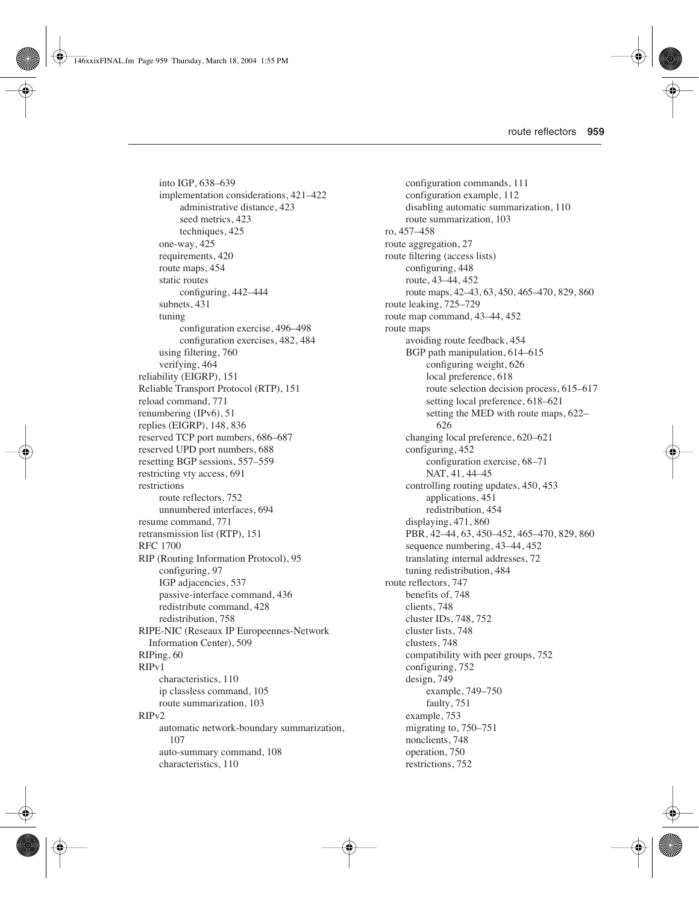into IGP, 638–639
    implementation considerations, 421–422
        administrative distance, 423
        seed metrics, 423
        techniques, 425
    one-way, 425
    requirements, 420
    route maps, 454
    static routes
        configuring, 442–444
    subnets, 431
    tuning
        configuration exercise, 496–498
        configuration exercises, 482, 484
    using filtering, 760
    verifying, 464
reliability (EIGRP), 151
Reliable Transport Protocol (RTP), 151
reload command, 771
renumbering (IPv6), 51
replies (EIGRP), 148, 836
reserved TCP port numbers, 686–687
reserved UPD port numbers, 688
resetting BGP sessions, 557–559
restricting vty access, 691
restrictions
    route reflectors, 752
    unnumbered interfaces, 694
resume command, 771
retransmission list (RTP), 151
RFC 1700
RIP (Routing Information Protocol), 95
    configuring, 97
    IGP adjacencies, 537
    passive-interface command, 436
    redistribute command, 428
    redistribution, 758
RIPE-NIC (Reseaux IP Europeennes-Network Information Center), 509
RIPing, 60
RIPv1
    characteristics, 110
    ip classless command, 105
    route summarization, 103
RIPv2
    automatic network-boundary summarization, 107
    auto-summary command, 108
    characteristics, 110
    configuration commands, 111
    configuration example, 112
    disabling automatic summarization, 110
    route summarization, 103
ro, 457–458
route aggregation, 27
route filtering (access lists)
    configuring, 448
    route, 43–44, 452
    route maps, 42–43, 63, 450, 465–470, 829, 860
route leaking, 725–729
route map command, 43–44, 452
route maps
    avoiding route feedback, 454
    BGP path manipulation, 614–615
        configuring weight, 626
        local preference, 618
        route selection decision process, 615–617
        setting local preference, 618–621
        setting the MED with route maps, 622–626
    changing local preference, 620–621
    configuring, 452
        configuration exercise, 68–71
        NAT, 41, 44–45
    controlling routing updates, 450, 453
        applications, 451
        redistribution, 454
    displaying, 471, 860
    PBR, 42–44, 63, 450–452, 465–470, 829, 860
    sequence numbering, 43–44, 452
    translating internal addresses, 72
    tuning redistribution, 484
route reflectors, 747
    benefits of, 748
    clients, 748
    cluster IDs, 748, 752
    cluster lists, 748
    clusters, 748
    compatibility with peer groups, 752
    configuring, 752
    design, 749
        example, 749–750
        faulty, 751
    example, 753
    migrating to, 750–751
    nonclients, 748
    operation, 750
    restrictions, 752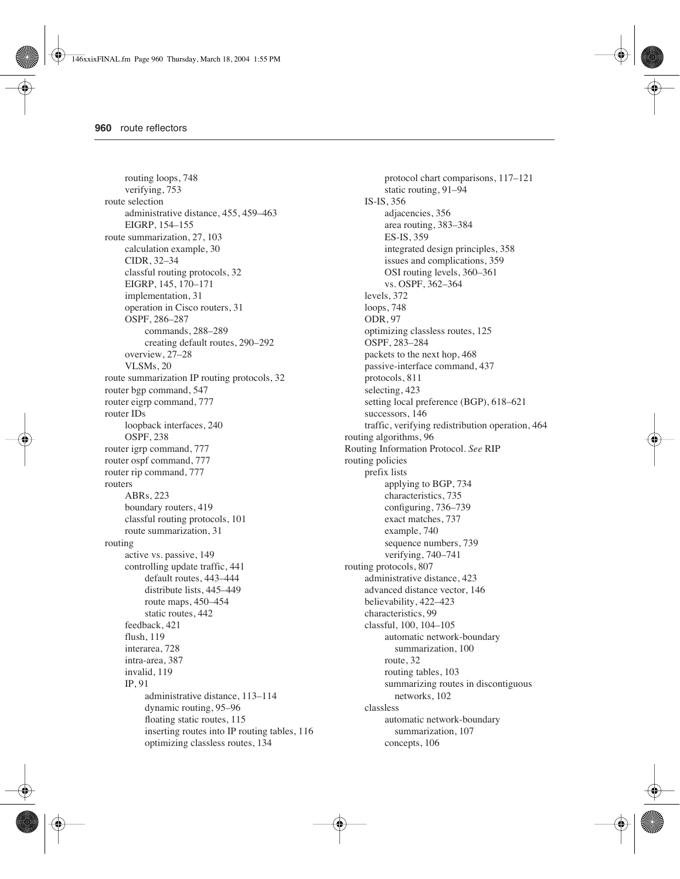- routing loops, 748
- verifying, 753
- route selection
  - administrative distance, 455, 459–463
  - EIGRP, 154–155
- route summarization, 27, 103
  - calculation example, 30
  - CIDR, 32–34
  - classful routing protocols, 32
  - EIGRP, 145, 170–171
  - implementation, 31
  - operation in Cisco routers, 31
  - OSPF, 286–287
    - commands, 288–289
    - creating default routes, 290–292
  - overview, 27–28
  - VLSMs, 20
- route summarization IP routing protocols, 32
- router bgp command, 547
- router eigrp command, 777
- router IDs
  - loopback interfaces, 240
  - OSPF, 238
- router igrp command, 777
- router ospf command, 777
- router rip command, 777
- routers
  - ABRs, 223
  - boundary routers, 419
  - classful routing protocols, 101
  - route summarization, 31
- routing
  - active vs. passive, 149
  - controlling update traffic, 441
    - default routes, 443–444
    - distribute lists, 445–449
    - route maps, 450–454
    - static routes, 442
  - feedback, 421
  - flush, 119
  - interarea, 728
  - intra-area, 387
  - invalid, 119
  - IP, 91
    - administrative distance, 113–114
    - dynamic routing, 95–96
    - floating static routes, 115
    - inserting routes into IP routing tables, 116
    - optimizing classless routes, 134
    - protocol chart comparisons, 117–121
    - static routing, 91–94
  - IS-IS, 356
    - adjacencies, 356
    - area routing, 383–384
    - ES-IS, 359
    - integrated design principles, 358
    - issues and complications, 359
    - OSI routing levels, 360–361
    - vs. OSPF, 362–364
  - levels, 372
  - loops, 748
  - ODR, 97
  - optimizing classless routes, 125
  - OSPF, 283–284
  - packets to the next hop, 468
  - passive-interface command, 437
  - protocols, 811
  - selecting, 423
  - setting local preference (BGP), 618–621
  - successors, 146
  - traffic, verifying redistribution operation, 464
- routing algorithms, 96
- Routing Information Protocol. *See* RIP
- routing policies
  - prefix lists
    - applying to BGP, 734
    - characteristics, 735
    - configuring, 736–739
    - exact matches, 737
    - example, 740
    - sequence numbers, 739
    - verifying, 740–741
- routing protocols, 807
  - administrative distance, 423
  - advanced distance vector, 146
  - believability, 422–423
  - characteristics, 99
  - classful, 100, 104–105
    - automatic network-boundary summarization, 100
    - route, 32
    - routing tables, 103
    - summarizing routes in discontiguous networks, 102
  - classless
    - automatic network-boundary summarization, 107
    - concepts, 106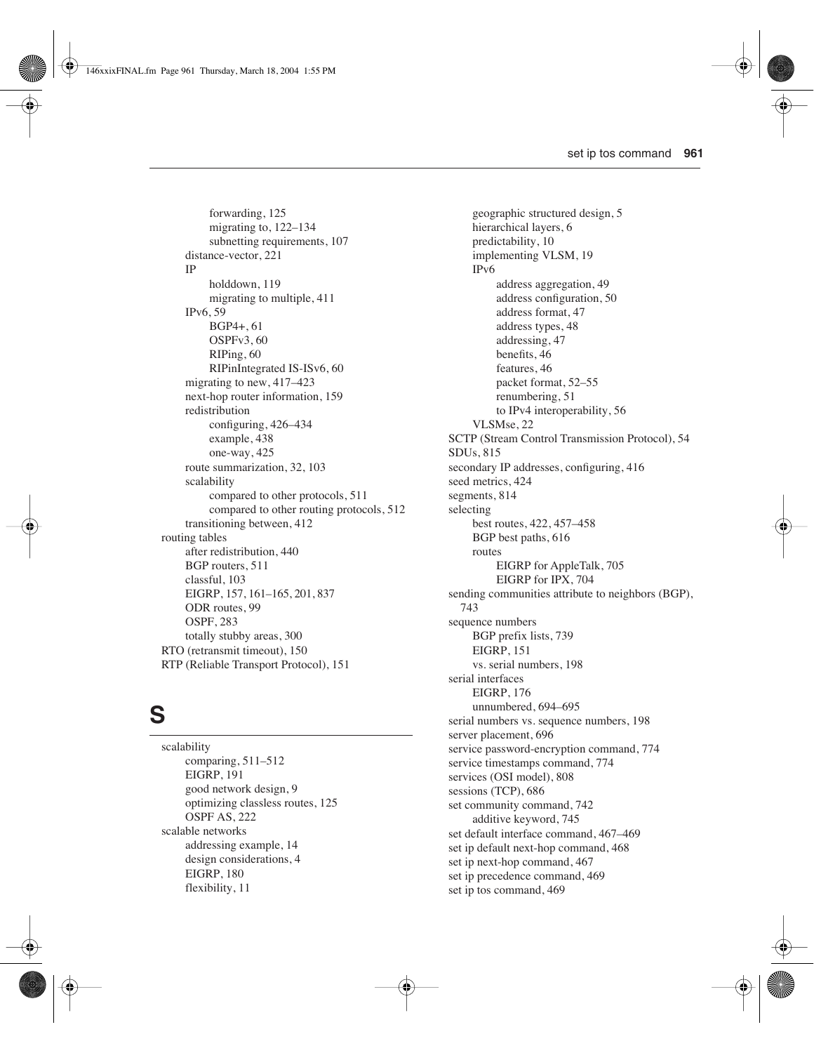forwarding, 125
migrating to, 122–134
subnetting requirements, 107
distance-vector, 221
IP
holddown, 119
migrating to multiple, 411
IPv6, 59
BGP4+, 61
OSPFv3, 60
RIPing, 60
RIPinIntegrated IS-ISv6, 60
migrating to new, 417–423
next-hop router information, 159
redistribution
configuring, 426–434
example, 438
one-way, 425
route summarization, 32, 103
scalability
compared to other protocols, 511
compared to other routing protocols, 512
transitioning between, 412
routing tables
after redistribution, 440
BGP routers, 511
classful, 103
EIGRP, 157, 161–165, 201, 837
ODR routes, 99
OSPF, 283
totally stubby areas, 300
RTO (retransmit timeout), 150
RTP (Reliable Transport Protocol), 151

# S

scalability
comparing, 511–512
EIGRP, 191
good network design, 9
optimizing classless routes, 125
OSPF AS, 222
scalable networks
addressing example, 14
design considerations, 4
EIGRP, 180
flexibility, 11
geographic structured design, 5
hierarchical layers, 6
predictability, 10
implementing VLSM, 19
IPv6
address aggregation, 49
address configuration, 50
address format, 47
address types, 48
addressing, 47
benefits, 46
features, 46
packet format, 52–55
renumbering, 51
to IPv4 interoperability, 56
VLSMse, 22
SCTP (Stream Control Transmission Protocol), 54
SDUs, 815
secondary IP addresses, configuring, 416
seed metrics, 424
segments, 814
selecting
best routes, 422, 457–458
BGP best paths, 616
routes
EIGRP for AppleTalk, 705
EIGRP for IPX, 704
sending communities attribute to neighbors (BGP), 743
sequence numbers
BGP prefix lists, 739
EIGRP, 151
vs. serial numbers, 198
serial interfaces
EIGRP, 176
unnumbered, 694–695
serial numbers vs. sequence numbers, 198
server placement, 696
service password-encryption command, 774
service timestamps command, 774
services (OSI model), 808
sessions (TCP), 686
set community command, 742
additive keyword, 745
set default interface command, 467–469
set ip default next-hop command, 468
set ip next-hop command, 467
set ip precedence command, 469
set ip tos command, 469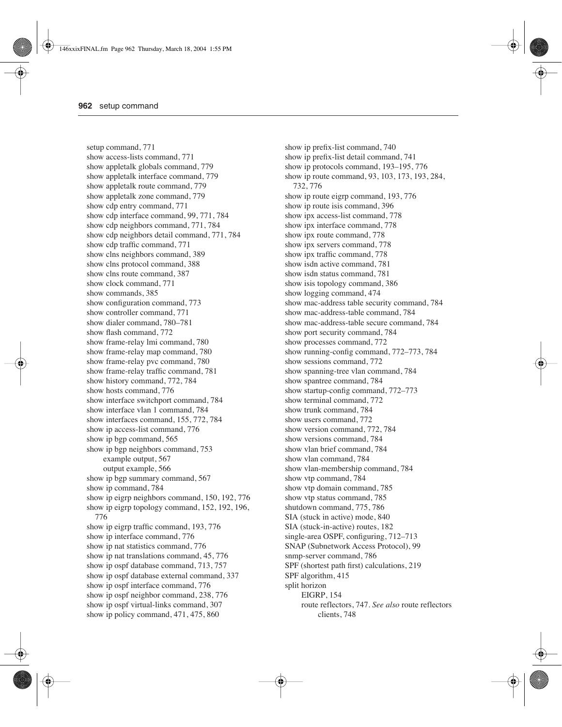setup command, 771
show access-lists command, 771
show appletalk globals command, 779
show appletalk interface command, 779
show appletalk route command, 779
show appletalk zone command, 779
show cdp entry command, 771
show cdp interface command, 99, 771, 784
show cdp neighbors command, 771, 784
show cdp neighbors detail command, 771, 784
show cdp traffic command, 771
show clns neighbors command, 389
show clns protocol command, 388
show clns route command, 387
show clock command, 771
show commands, 385
show configuration command, 773
show controller command, 771
show dialer command, 780–781
show flash command, 772
show frame-relay lmi command, 780
show frame-relay map command, 780
show frame-relay pvc command, 780
show frame-relay traffic command, 781
show history command, 772, 784
show hosts command, 776
show interface switchport command, 784
show interface vlan 1 command, 784
show interfaces command, 155, 772, 784
show ip access-list command, 776
show ip bgp command, 565
show ip bgp neighbors command, 753
    example output, 567
    output example, 566
show ip bgp summary command, 567
show ip command, 784
show ip eigrp neighbors command, 150, 192, 776
show ip eigrp topology command, 152, 192, 196, 776
show ip eigrp traffic command, 193, 776
show ip interface command, 776
show ip nat statistics command, 776
show ip nat translations command, 45, 776
show ip ospf database command, 713, 757
show ip ospf database external command, 337
show ip ospf interface command, 776
show ip ospf neighbor command, 238, 776
show ip ospf virtual-links command, 307
show ip policy command, 471, 475, 860
show ip prefix-list command, 740
show ip prefix-list detail command, 741
show ip protocols command, 193–195, 776
show ip route command, 93, 103, 173, 193, 284, 732, 776
show ip route eigrp command, 193, 776
show ip route isis command, 396
show ipx access-list command, 778
show ipx interface command, 778
show ipx route command, 778
show ipx servers command, 778
show ipx traffic command, 778
show isdn active command, 781
show isdn status command, 781
show isis topology command, 386
show logging command, 474
show mac-address table security command, 784
show mac-address-table command, 784
show mac-address-table secure command, 784
show port security command, 784
show processes command, 772
show running-config command, 772–773, 784
show sessions command, 772
show spanning-tree vlan command, 784
show spantree command, 784
show startup-config command, 772–773
show terminal command, 772
show trunk command, 784
show users command, 772
show version command, 772, 784
show versions command, 784
show vlan brief command, 784
show vlan command, 784
show vlan-membership command, 784
show vtp command, 784
show vtp domain command, 785
show vtp status command, 785
shutdown command, 775, 786
SIA (stuck in active) mode, 840
SIA (stuck-in-active) routes, 182
single-area OSPF, configuring, 712–713
SNAP (Subnetwork Access Protocol), 99
snmp-server command, 786
SPF (shortest path first) calculations, 219
SPF algorithm, 415
split horizon
    EIGRP, 154
    route reflectors, 747. *See also* route reflectors
        clients, 748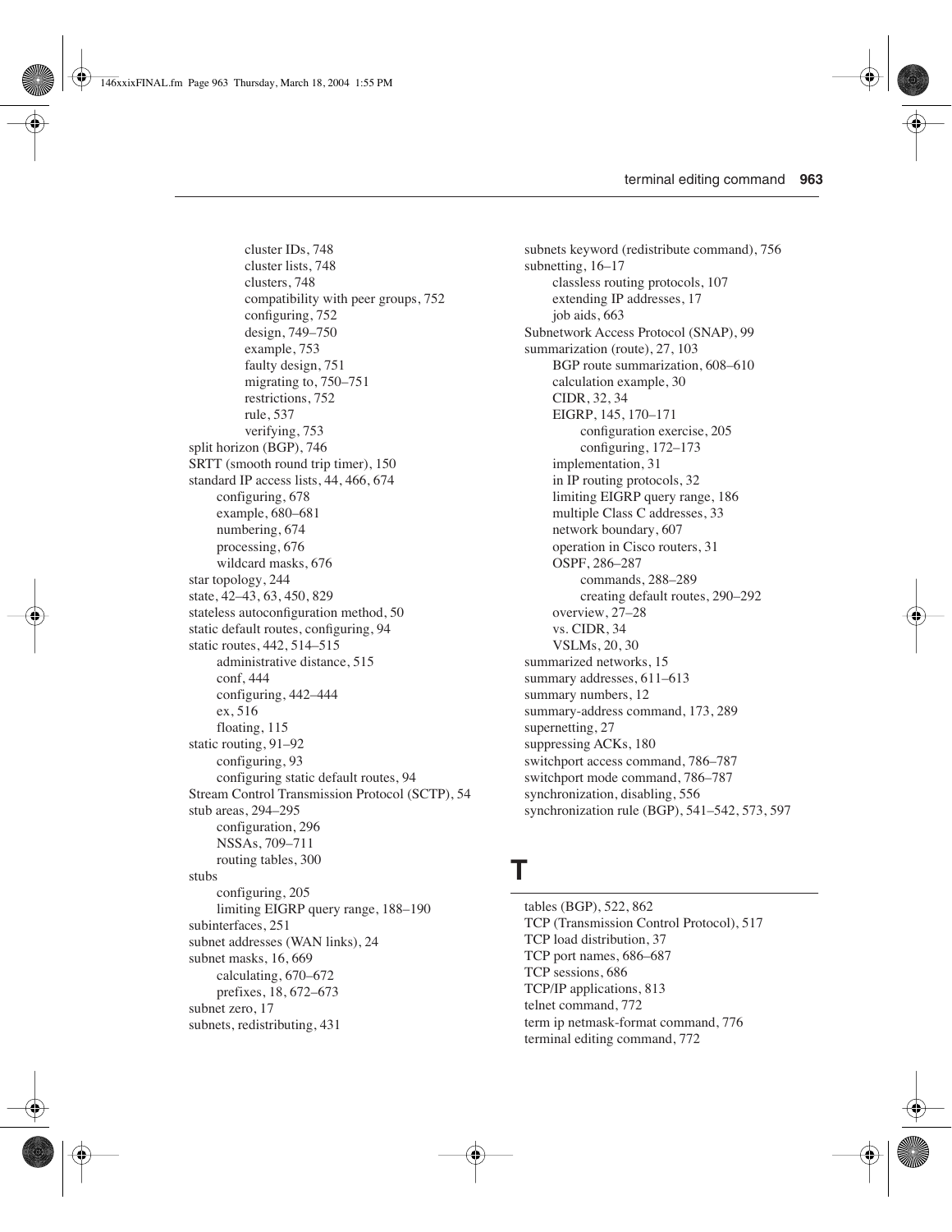- cluster IDs, 748
  - cluster lists, 748
  - clusters, 748
  - compatibility with peer groups, 752
  - configuring, 752
  - design, 749–750
  - example, 753
  - faulty design, 751
  - migrating to, 750–751
  - restrictions, 752
  - rule, 537
  - verifying, 753
- split horizon (BGP), 746
- SRTT (smooth round trip timer), 150
- standard IP access lists, 44, 466, 674
  - configuring, 678
  - example, 680–681
  - numbering, 674
  - processing, 676
  - wildcard masks, 676
- star topology, 244
- state, 42–43, 63, 450, 829
- stateless autoconfiguration method, 50
- static default routes, configuring, 94
- static routes, 442, 514–515
  - administrative distance, 515
  - conf, 444
  - configuring, 442–444
  - ex, 516
  - floating, 115
- static routing, 91–92
  - configuring, 93
  - configuring static default routes, 94
- Stream Control Transmission Protocol (SCTP), 54
- stub areas, 294–295
  - configuration, 296
  - NSSAs, 709–711
  - routing tables, 300
- stubs
  - configuring, 205
  - limiting EIGRP query range, 188–190
- subinterfaces, 251
- subnet addresses (WAN links), 24
- subnet masks, 16, 669
  - calculating, 670–672
  - prefixes, 18, 672–673
- subnet zero, 17
- subnets, redistributing, 431
- subnets keyword (redistribute command), 756
- subnetting, 16–17
  - classless routing protocols, 107
  - extending IP addresses, 17
  - job aids, 663
- Subnetwork Access Protocol (SNAP), 99
- summarization (route), 27, 103
  - BGP route summarization, 608–610
  - calculation example, 30
  - CIDR, 32, 34
  - EIGRP, 145, 170–171
    - configuration exercise, 205
    - configuring, 172–173
  - implementation, 31
  - in IP routing protocols, 32
  - limiting EIGRP query range, 186
  - multiple Class C addresses, 33
  - network boundary, 607
  - operation in Cisco routers, 31
  - OSPF, 286–287
    - commands, 288–289
    - creating default routes, 290–292
  - overview, 27–28
  - vs. CIDR, 34
  - VSLMs, 20, 30
- summarized networks, 15
- summary addresses, 611–613
- summary numbers, 12
- summary-address command, 173, 289
- supernetting, 27
- suppressing ACKs, 180
- switchport access command, 786–787
- switchport mode command, 786–787
- synchronization, disabling, 556
- synchronization rule (BGP), 541–542, 573, 597

# T

- tables (BGP), 522, 862
- TCP (Transmission Control Protocol), 517
- TCP load distribution, 37
- TCP port names, 686–687
- TCP sessions, 686
- TCP/IP applications, 813
- telnet command, 772
- term ip netmask-format command, 776
- terminal editing command, 772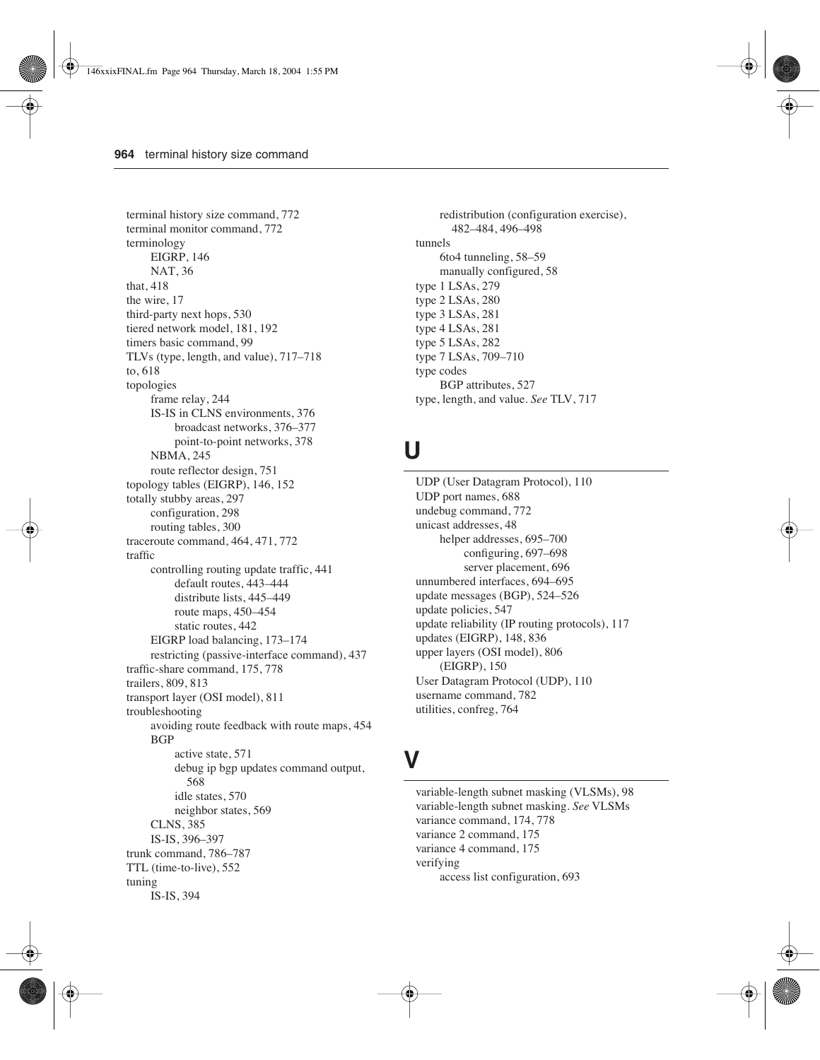terminal history size command, 772
terminal monitor command, 772
terminology
  EIGRP, 146
  NAT, 36
that, 418
the wire, 17
third-party next hops, 530
tiered network model, 181, 192
timers basic command, 99
TLVs (type, length, and value), 717–718
to, 618
topologies
  frame relay, 244
  IS-IS in CLNS environments, 376
    broadcast networks, 376–377
    point-to-point networks, 378
  NBMA, 245
  route reflector design, 751
topology tables (EIGRP), 146, 152
totally stubby areas, 297
  configuration, 298
  routing tables, 300
traceroute command, 464, 471, 772
traffic
  controlling routing update traffic, 441
    default routes, 443–444
    distribute lists, 445–449
    route maps, 450–454
    static routes, 442
  EIGRP load balancing, 173–174
  restricting (passive-interface command), 437
traffic-share command, 175, 778
trailers, 809, 813
transport layer (OSI model), 811
troubleshooting
  avoiding route feedback with route maps, 454
  BGP
    active state, 571
    debug ip bgp updates command output, 568
    idle states, 570
    neighbor states, 569
  CLNS, 385
  IS-IS, 396–397
trunk command, 786–787
TTL (time-to-live), 552
tuning
  IS-IS, 394
  redistribution (configuration exercise), 482–484, 496–498
tunnels
  6to4 tunneling, 58–59
  manually configured, 58
type 1 LSAs, 279
type 2 LSAs, 280
type 3 LSAs, 281
type 4 LSAs, 281
type 5 LSAs, 282
type 7 LSAs, 709–710
type codes
  BGP attributes, 527
type, length, and value. *See* TLV, 717

## U

UDP (User Datagram Protocol), 110
UDP port names, 688
undebug command, 772
unicast addresses, 48
  helper addresses, 695–700
    configuring, 697–698
    server placement, 696
unnumbered interfaces, 694–695
update messages (BGP), 524–526
update policies, 547
update reliability (IP routing protocols), 117
updates (EIGRP), 148, 836
upper layers (OSI model), 806
  (EIGRP), 150
User Datagram Protocol (UDP), 110
username command, 782
utilities, confreg, 764

## V

variable-length subnet masking (VLSMs), 98
variable-length subnet masking. *See* VLSMs
variance command, 174, 778
variance 2 command, 175
variance 4 command, 175
verifying
  access list configuration, 693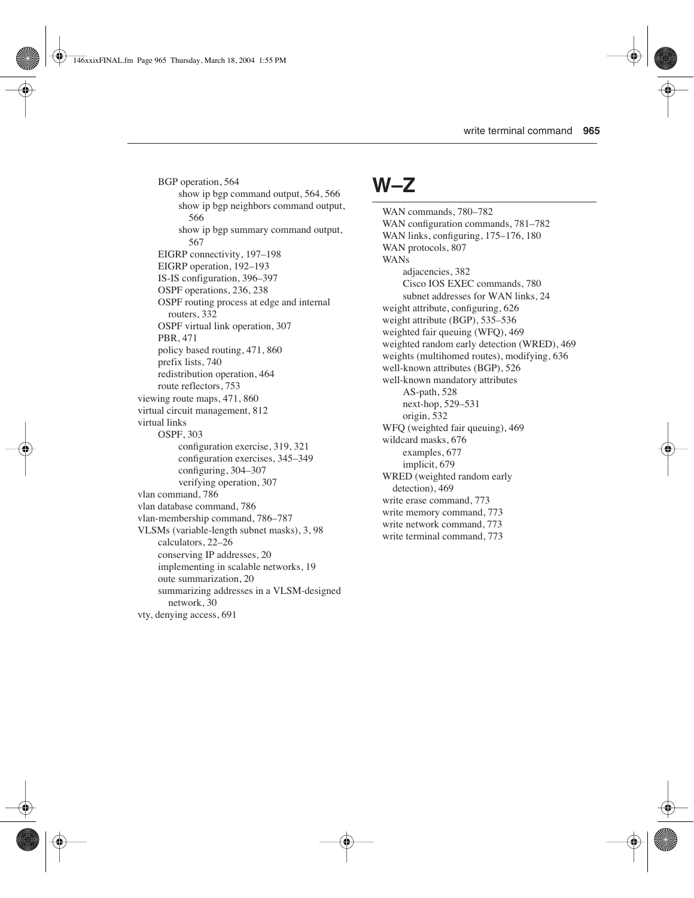BGP operation, 564
- show ip bgp command output, 564, 566
- show ip bgp neighbors command output, 566
- show ip bgp summary command output, 567

EIGRP connectivity, 197–198
EIGRP operation, 192–193
IS-IS configuration, 396–397
OSPF operations, 236, 238
OSPF routing process at edge and internal routers, 332
OSPF virtual link operation, 307
PBR, 471
policy based routing, 471, 860
prefix lists, 740
redistribution operation, 464
route reflectors, 753

viewing route maps, 471, 860
virtual circuit management, 812
virtual links
- OSPF, 303
  - configuration exercise, 319, 321
  - configuration exercises, 345–349
  - configuring, 304–307
  - verifying operation, 307

vlan command, 786
vlan database command, 786
vlan-membership command, 786–787
VLSMs (variable-length subnet masks), 3, 98
- calculators, 22–26
- conserving IP addresses, 20
- implementing in scalable networks, 19
- oute summarization, 20
- summarizing addresses in a VLSM-designed network, 30

vty, denying access, 691

# W–Z

WAN commands, 780–782
WAN configuration commands, 781–782
WAN links, configuring, 175–176, 180
WAN protocols, 807
WANs
- adjacencies, 382
- Cisco IOS EXEC commands, 780
- subnet addresses for WAN links, 24

weight attribute, configuring, 626
weight attribute (BGP), 535–536
weighted fair queuing (WFQ), 469
weighted random early detection (WRED), 469
weights (multihomed routes), modifying, 636
well-known attributes (BGP), 526
well-known mandatory attributes
- AS-path, 528
- next-hop, 529–531
- origin, 532

WFQ (weighted fair queuing), 469
wildcard masks, 676
- examples, 677
- implicit, 679

WRED (weighted random early detection), 469
write erase command, 773
write memory command, 773
write network command, 773
write terminal command, 773